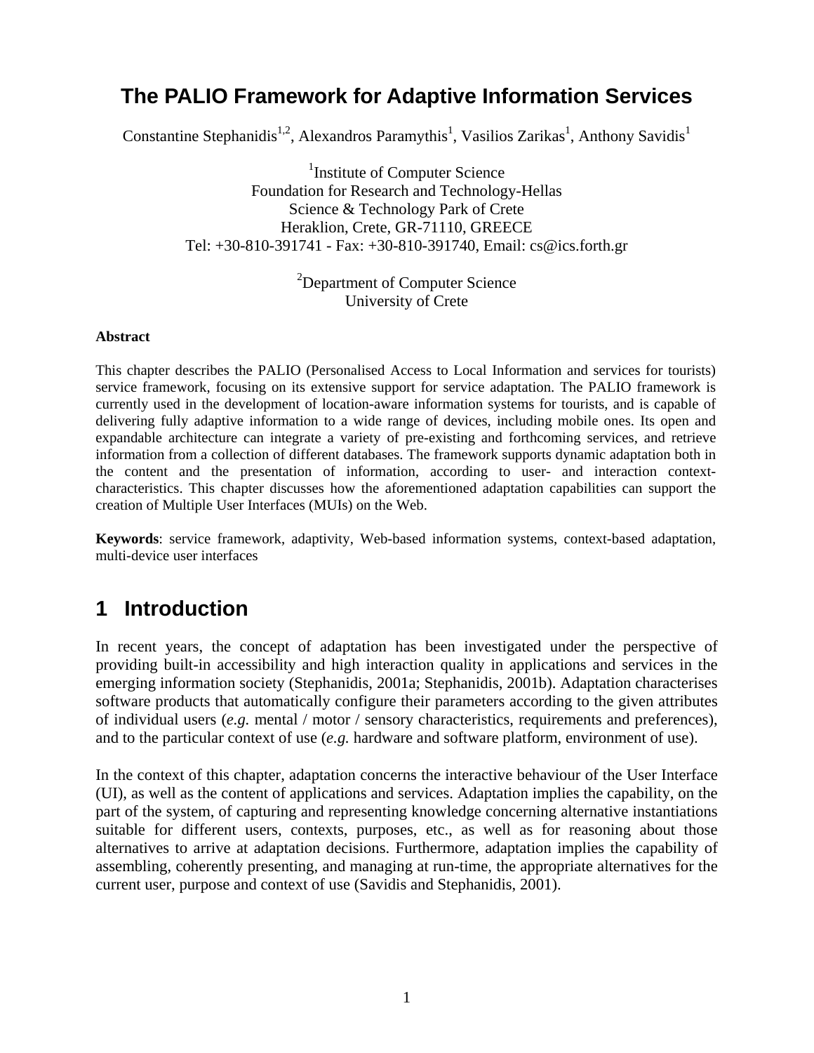# The PALIO Framework for Adaptive Information Services

Constantine Stephanidis[1,2], Alexandros Paramythis[1], Vasilios Zarikas[1], Anthony Savidis[1]

[1]Institute of Computer Science
Foundation for Research and Technology-Hellas
Science & Technology Park of Crete
Heraklion, Crete, GR-71110, GREECE
Tel: +30-810-391741 - Fax: +30-810-391740, Email: cs@ics.forth.gr

[2]Department of Computer Science
University of Crete

**Abstract**

This chapter describes the PALIO (Personalised Access to Local Information and services for tourists) service framework, focusing on its extensive support for service adaptation. The PALIO framework is currently used in the development of location-aware information systems for tourists, and is capable of delivering fully adaptive information to a wide range of devices, including mobile ones. Its open and expandable architecture can integrate a variety of pre-existing and forthcoming services, and retrieve information from a collection of different databases. The framework supports dynamic adaptation both in the content and the presentation of information, according to user- and interaction context-characteristics. This chapter discusses how the aforementioned adaptation capabilities can support the creation of Multiple User Interfaces (MUIs) on the Web.

**Keywords**: service framework, adaptivity, Web-based information systems, context-based adaptation, multi-device user interfaces

# 1 Introduction

In recent years, the concept of adaptation has been investigated under the perspective of providing built-in accessibility and high interaction quality in applications and services in the emerging information society (Stephanidis, 2001a; Stephanidis, 2001b). Adaptation characterises software products that automatically configure their parameters according to the given attributes of individual users (*e.g.* mental / motor / sensory characteristics, requirements and preferences), and to the particular context of use (*e.g.* hardware and software platform, environment of use).

In the context of this chapter, adaptation concerns the interactive behaviour of the User Interface (UI), as well as the content of applications and services. Adaptation implies the capability, on the part of the system, of capturing and representing knowledge concerning alternative instantiations suitable for different users, contexts, purposes, etc., as well as for reasoning about those alternatives to arrive at adaptation decisions. Furthermore, adaptation implies the capability of assembling, coherently presenting, and managing at run-time, the appropriate alternatives for the current user, purpose and context of use (Savidis and Stephanidis, 2001).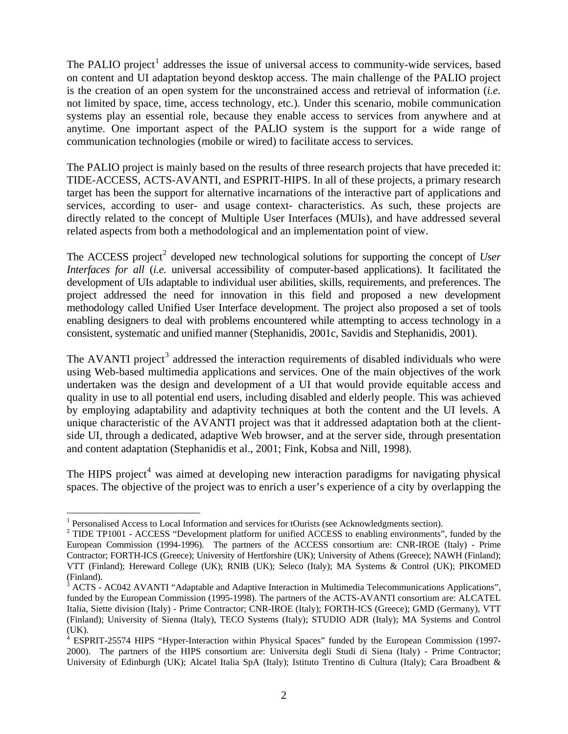The PALIO project[1] addresses the issue of universal access to community-wide services, based on content and UI adaptation beyond desktop access. The main challenge of the PALIO project is the creation of an open system for the unconstrained access and retrieval of information (*i.e.* not limited by space, time, access technology, etc.). Under this scenario, mobile communication systems play an essential role, because they enable access to services from anywhere and at anytime. One important aspect of the PALIO system is the support for a wide range of communication technologies (mobile or wired) to facilitate access to services.

The PALIO project is mainly based on the results of three research projects that have preceded it: TIDE-ACCESS, ACTS-AVANTI, and ESPRIT-HIPS. In all of these projects, a primary research target has been the support for alternative incarnations of the interactive part of applications and services, according to user- and usage context- characteristics. As such, these projects are directly related to the concept of Multiple User Interfaces (MUIs), and have addressed several related aspects from both a methodological and an implementation point of view.

The ACCESS project[2] developed new technological solutions for supporting the concept of *User Interfaces for all* (*i.e.* universal accessibility of computer-based applications). It facilitated the development of UIs adaptable to individual user abilities, skills, requirements, and preferences. The project addressed the need for innovation in this field and proposed a new development methodology called Unified User Interface development. The project also proposed a set of tools enabling designers to deal with problems encountered while attempting to access technology in a consistent, systematic and unified manner (Stephanidis, 2001c, Savidis and Stephanidis, 2001).

The AVANTI project[3] addressed the interaction requirements of disabled individuals who were using Web-based multimedia applications and services. One of the main objectives of the work undertaken was the design and development of a UI that would provide equitable access and quality in use to all potential end users, including disabled and elderly people. This was achieved by employing adaptability and adaptivity techniques at both the content and the UI levels. A unique characteristic of the AVANTI project was that it addressed adaptation both at the client-side UI, through a dedicated, adaptive Web browser, and at the server side, through presentation and content adaptation (Stephanidis et al., 2001; Fink, Kobsa and Nill, 1998).

The HIPS project[4] was aimed at developing new interaction paradigms for navigating physical spaces. The objective of the project was to enrich a user's experience of a city by overlapping the

---

[1] Personalised Access to Local Information and services for tOurists (see Acknowledgments section).

[2] TIDE TP1001 - ACCESS "Development platform for unified ACCESS to enabling environments", funded by the European Commission (1994-1996). The partners of the ACCESS consortium are: CNR-IROE (Italy) - Prime Contractor; FORTH-ICS (Greece); University of Hertforshire (UK); University of Athens (Greece); NAWH (Finland); VTT (Finland); Hereward College (UK); RNIB (UK); Seleco (Italy); MA Systems & Control (UK); PIKOMED (Finland).

[3] ACTS - AC042 AVANTI "Adaptable and Adaptive Interaction in Multimedia Telecommunications Applications", funded by the European Commission (1995-1998). The partners of the ACTS-AVANTI consortium are: ALCATEL Italia, Siette division (Italy) - Prime Contractor; CNR-IROE (Italy); FORTH-ICS (Greece); GMD (Germany), VTT (Finland); University of Sienna (Italy), TECO Systems (Italy); STUDIO ADR (Italy); MA Systems and Control (UK).

[4] ESPRIT-25574 HIPS "Hyper-Interaction within Physical Spaces" funded by the European Commission (1997-2000). The partners of the HIPS consortium are: Universita degli Studi di Siena (Italy) - Prime Contractor; University of Edinburgh (UK); Alcatel Italia SpA (Italy); Istituto Trentino di Cultura (Italy); Cara Broadbent &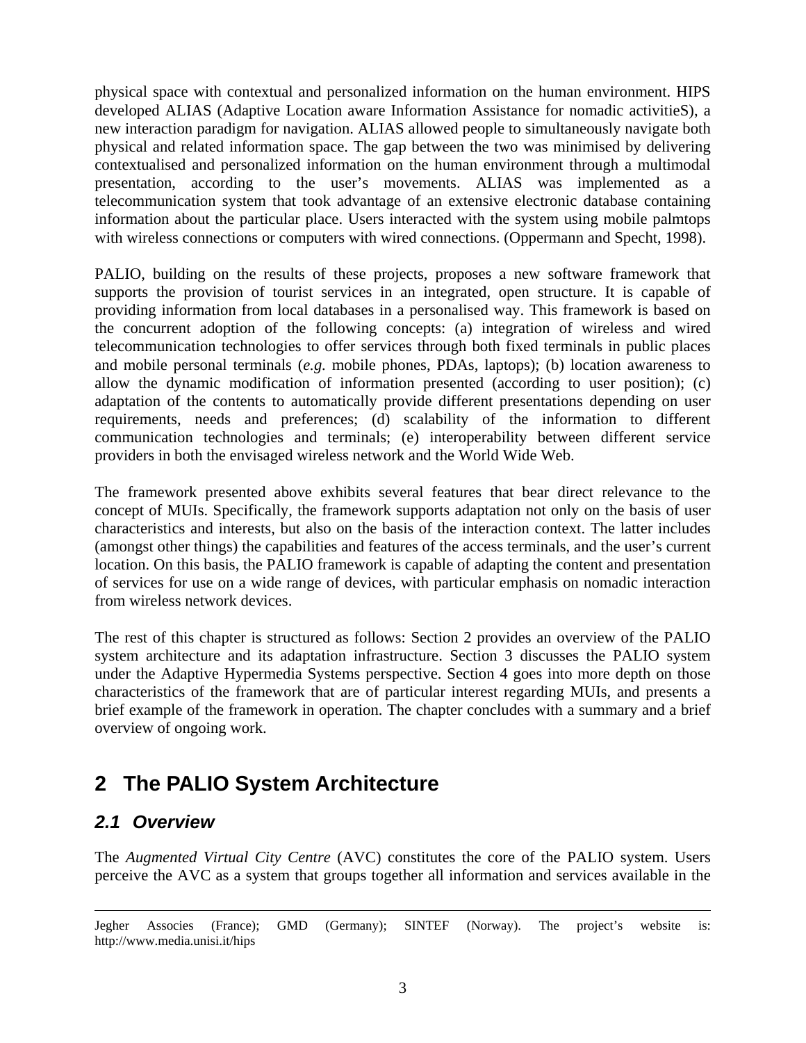physical space with contextual and personalized information on the human environment. HIPS developed ALIAS (Adaptive Location aware Information Assistance for nomadic activitieS), a new interaction paradigm for navigation. ALIAS allowed people to simultaneously navigate both physical and related information space. The gap between the two was minimised by delivering contextualised and personalized information on the human environment through a multimodal presentation, according to the user's movements. ALIAS was implemented as a telecommunication system that took advantage of an extensive electronic database containing information about the particular place. Users interacted with the system using mobile palmtops with wireless connections or computers with wired connections. (Oppermann and Specht, 1998).

PALIO, building on the results of these projects, proposes a new software framework that supports the provision of tourist services in an integrated, open structure. It is capable of providing information from local databases in a personalised way. This framework is based on the concurrent adoption of the following concepts: (a) integration of wireless and wired telecommunication technologies to offer services through both fixed terminals in public places and mobile personal terminals (*e.g.* mobile phones, PDAs, laptops); (b) location awareness to allow the dynamic modification of information presented (according to user position); (c) adaptation of the contents to automatically provide different presentations depending on user requirements, needs and preferences; (d) scalability of the information to different communication technologies and terminals; (e) interoperability between different service providers in both the envisaged wireless network and the World Wide Web.

The framework presented above exhibits several features that bear direct relevance to the concept of MUIs. Specifically, the framework supports adaptation not only on the basis of user characteristics and interests, but also on the basis of the interaction context. The latter includes (amongst other things) the capabilities and features of the access terminals, and the user's current location. On this basis, the PALIO framework is capable of adapting the content and presentation of services for use on a wide range of devices, with particular emphasis on nomadic interaction from wireless network devices.

The rest of this chapter is structured as follows: Section 2 provides an overview of the PALIO system architecture and its adaptation infrastructure. Section 3 discusses the PALIO system under the Adaptive Hypermedia Systems perspective. Section 4 goes into more depth on those characteristics of the framework that are of particular interest regarding MUIs, and presents a brief example of the framework in operation. The chapter concludes with a summary and a brief overview of ongoing work.

# 2 The PALIO System Architecture

## 2.1 Overview

The *Augmented Virtual City Centre* (AVC) constitutes the core of the PALIO system. Users perceive the AVC as a system that groups together all information and services available in the

---

Jegher Associes (France); GMD (Germany); SINTEF (Norway). The project's website is: http://www.media.unisi.it/hips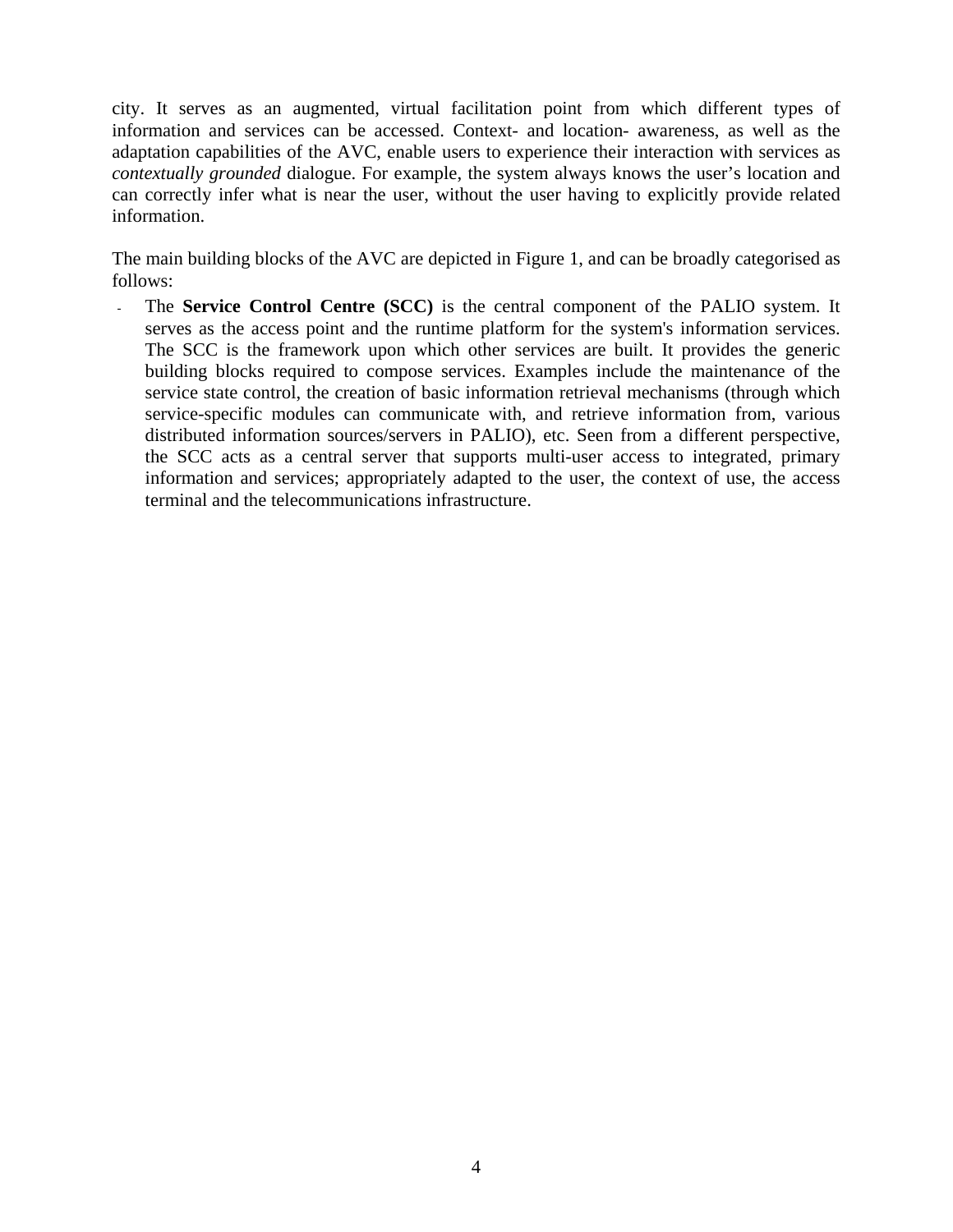city. It serves as an augmented, virtual facilitation point from which different types of information and services can be accessed. Context- and location- awareness, as well as the adaptation capabilities of the AVC, enable users to experience their interaction with services as *contextually grounded* dialogue. For example, the system always knows the user's location and can correctly infer what is near the user, without the user having to explicitly provide related information.

The main building blocks of the AVC are depicted in Figure 1, and can be broadly categorised as follows:

- The **Service Control Centre (SCC)** is the central component of the PALIO system. It serves as the access point and the runtime platform for the system's information services. The SCC is the framework upon which other services are built. It provides the generic building blocks required to compose services. Examples include the maintenance of the service state control, the creation of basic information retrieval mechanisms (through which service-specific modules can communicate with, and retrieve information from, various distributed information sources/servers in PALIO), etc. Seen from a different perspective, the SCC acts as a central server that supports multi-user access to integrated, primary information and services; appropriately adapted to the user, the context of use, the access terminal and the telecommunications infrastructure.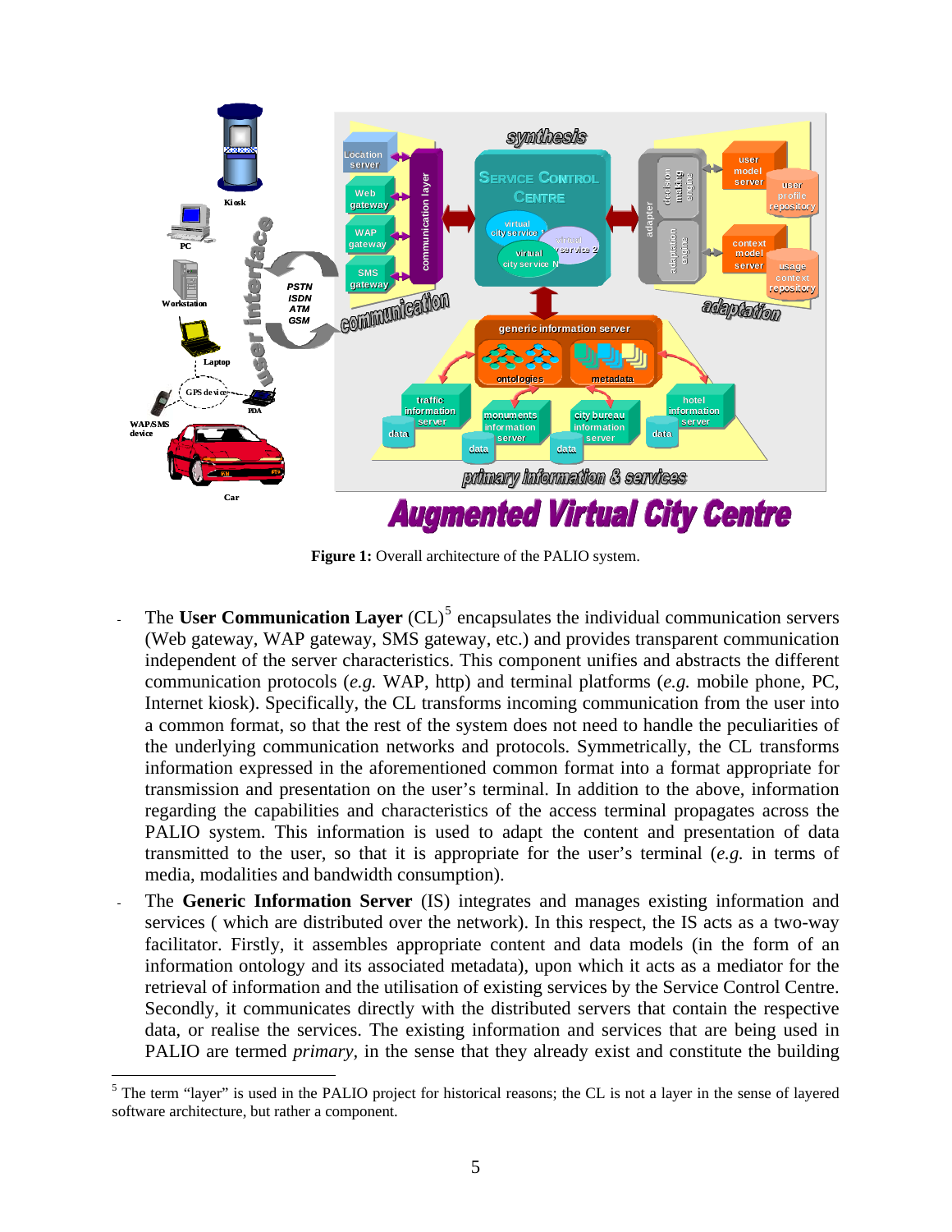**Figure 1:** Overall architecture of the PALIO system.

- The **User Communication Layer** (CL)[5] encapsulates the individual communication servers (Web gateway, WAP gateway, SMS gateway, etc.) and provides transparent communication independent of the server characteristics. This component unifies and abstracts the different communication protocols (*e.g.* WAP, http) and terminal platforms (*e.g.* mobile phone, PC, Internet kiosk). Specifically, the CL transforms incoming communication from the user into a common format, so that the rest of the system does not need to handle the peculiarities of the underlying communication networks and protocols. Symmetrically, the CL transforms information expressed in the aforementioned common format into a format appropriate for transmission and presentation on the user's terminal. In addition to the above, information regarding the capabilities and characteristics of the access terminal propagates across the PALIO system. This information is used to adapt the content and presentation of data transmitted to the user, so that it is appropriate for the user's terminal (*e.g.* in terms of media, modalities and bandwidth consumption).
- The **Generic Information Server** (IS) integrates and manages existing information and services ( which are distributed over the network). In this respect, the IS acts as a two-way facilitator. Firstly, it assembles appropriate content and data models (in the form of an information ontology and its associated metadata), upon which it acts as a mediator for the retrieval of information and the utilisation of existing services by the Service Control Centre. Secondly, it communicates directly with the distributed servers that contain the respective data, or realise the services. The existing information and services that are being used in PALIO are termed *primary*, in the sense that they already exist and constitute the building

[5] The term "layer" is used in the PALIO project for historical reasons; the CL is not a layer in the sense of layered software architecture, but rather a component.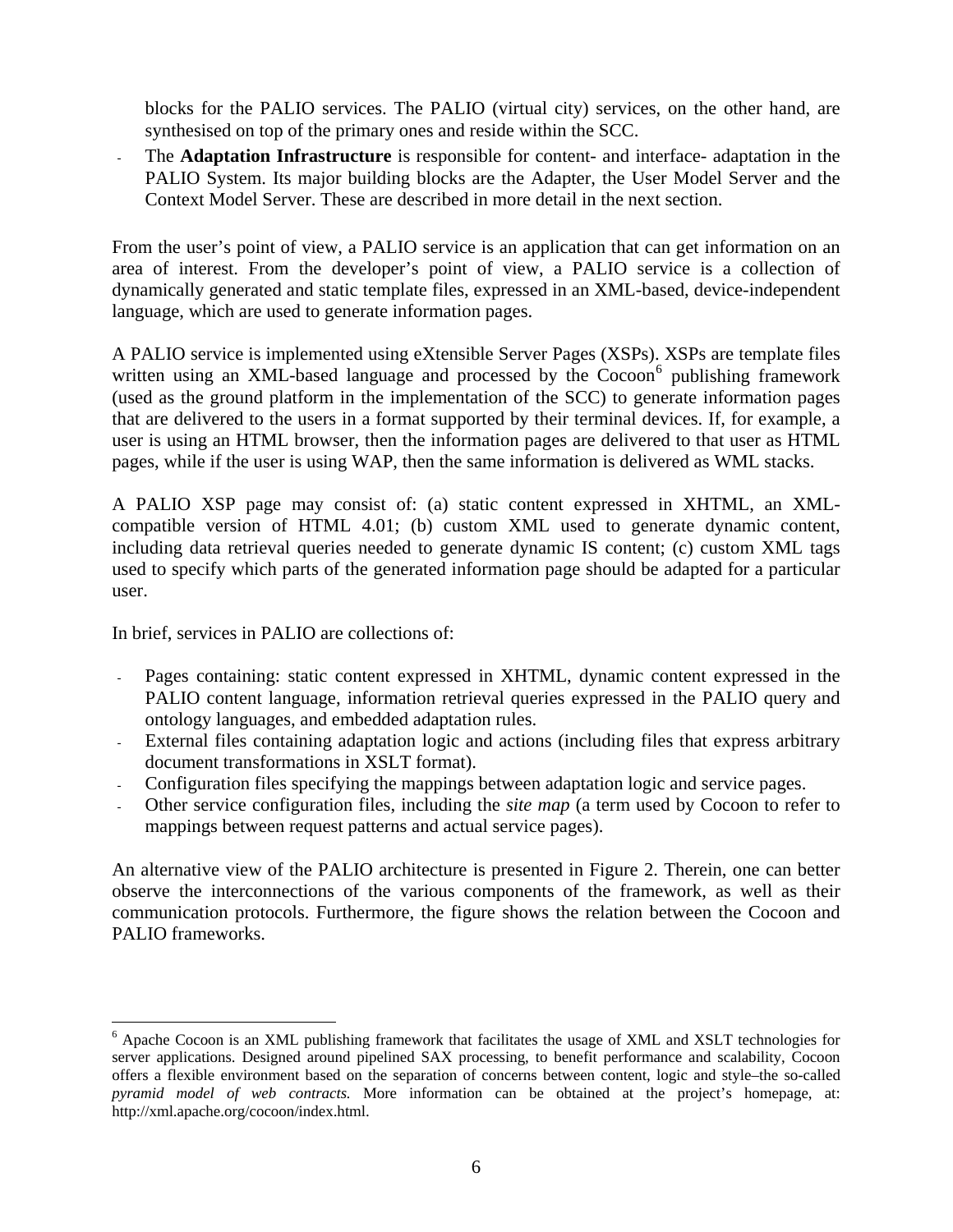blocks for the PALIO services. The PALIO (virtual city) services, on the other hand, are synthesised on top of the primary ones and reside within the SCC.

- The **Adaptation Infrastructure** is responsible for content- and interface- adaptation in the PALIO System. Its major building blocks are the Adapter, the User Model Server and the Context Model Server. These are described in more detail in the next section.

From the user's point of view, a PALIO service is an application that can get information on an area of interest. From the developer's point of view, a PALIO service is a collection of dynamically generated and static template files, expressed in an XML-based, device-independent language, which are used to generate information pages.

A PALIO service is implemented using eXtensible Server Pages (XSPs). XSPs are template files written using an XML-based language and processed by the Cocoon[6] publishing framework (used as the ground platform in the implementation of the SCC) to generate information pages that are delivered to the users in a format supported by their terminal devices. If, for example, a user is using an HTML browser, then the information pages are delivered to that user as HTML pages, while if the user is using WAP, then the same information is delivered as WML stacks.

A PALIO XSP page may consist of: (a) static content expressed in XHTML, an XML-compatible version of HTML 4.01; (b) custom XML used to generate dynamic content, including data retrieval queries needed to generate dynamic IS content; (c) custom XML tags used to specify which parts of the generated information page should be adapted for a particular user.

In brief, services in PALIO are collections of:

- Pages containing: static content expressed in XHTML, dynamic content expressed in the PALIO content language, information retrieval queries expressed in the PALIO query and ontology languages, and embedded adaptation rules.
- External files containing adaptation logic and actions (including files that express arbitrary document transformations in XSLT format).
- Configuration files specifying the mappings between adaptation logic and service pages.
- Other service configuration files, including the *site map* (a term used by Cocoon to refer to mappings between request patterns and actual service pages).

An alternative view of the PALIO architecture is presented in Figure 2. Therein, one can better observe the interconnections of the various components of the framework, as well as their communication protocols. Furthermore, the figure shows the relation between the Cocoon and PALIO frameworks.

---

[6] Apache Cocoon is an XML publishing framework that facilitates the usage of XML and XSLT technologies for server applications. Designed around pipelined SAX processing, to benefit performance and scalability, Cocoon offers a flexible environment based on the separation of concerns between content, logic and style–the so-called *pyramid model of web contracts.* More information can be obtained at the project's homepage, at: http://xml.apache.org/cocoon/index.html.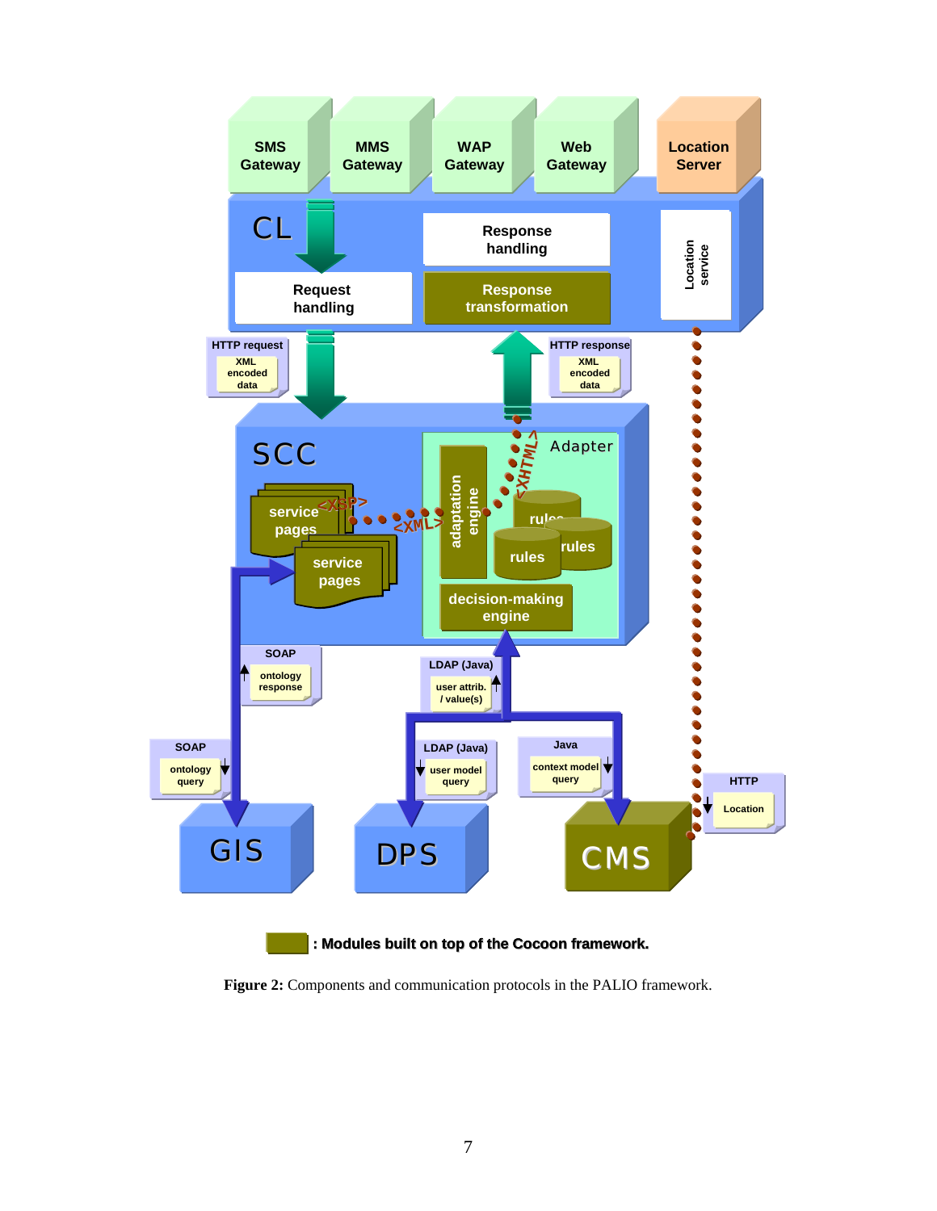: Modules built on top of the Cocoon framework.

**Figure 2:** Components and communication protocols in the PALIO framework.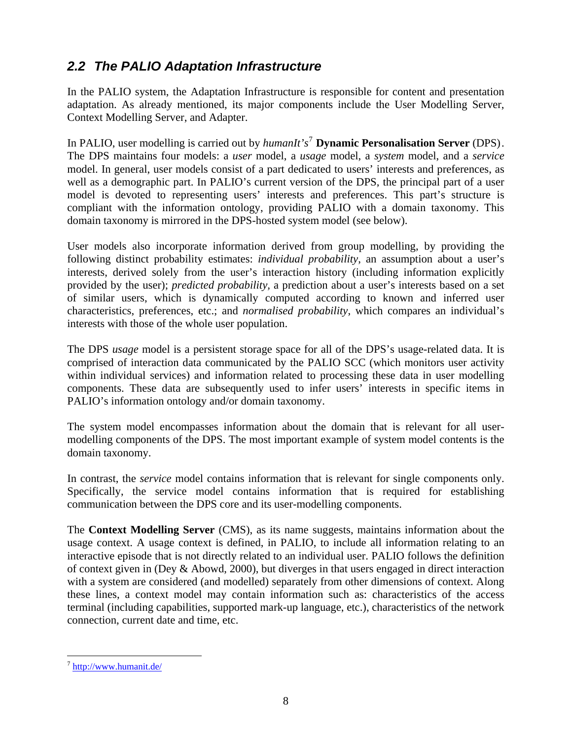## *2.2 The PALIO Adaptation Infrastructure*

In the PALIO system, the Adaptation Infrastructure is responsible for content and presentation adaptation. As already mentioned, its major components include the User Modelling Server, Context Modelling Server, and Adapter.

In PALIO, user modelling is carried out by *humanIt's*[7] **Dynamic Personalisation Server** (DPS). The DPS maintains four models: a *user* model, a *usage* model, a *system* model, and a *service* model. In general, user models consist of a part dedicated to users' interests and preferences, as well as a demographic part. In PALIO's current version of the DPS, the principal part of a user model is devoted to representing users' interests and preferences. This part's structure is compliant with the information ontology, providing PALIO with a domain taxonomy. This domain taxonomy is mirrored in the DPS-hosted system model (see below).

User models also incorporate information derived from group modelling, by providing the following distinct probability estimates: *individual probability*, an assumption about a user's interests, derived solely from the user's interaction history (including information explicitly provided by the user); *predicted probability,* a prediction about a user's interests based on a set of similar users, which is dynamically computed according to known and inferred user characteristics, preferences, etc.; and *normalised probability*, which compares an individual's interests with those of the whole user population.

The DPS *usage* model is a persistent storage space for all of the DPS's usage-related data. It is comprised of interaction data communicated by the PALIO SCC (which monitors user activity within individual services) and information related to processing these data in user modelling components. These data are subsequently used to infer users' interests in specific items in PALIO's information ontology and/or domain taxonomy.

The system model encompasses information about the domain that is relevant for all user-modelling components of the DPS. The most important example of system model contents is the domain taxonomy.

In contrast, the *service* model contains information that is relevant for single components only. Specifically, the service model contains information that is required for establishing communication between the DPS core and its user-modelling components.

The **Context Modelling Server** (CMS), as its name suggests, maintains information about the usage context. A usage context is defined, in PALIO, to include all information relating to an interactive episode that is not directly related to an individual user. PALIO follows the definition of context given in (Dey & Abowd, 2000), but diverges in that users engaged in direct interaction with a system are considered (and modelled) separately from other dimensions of context. Along these lines, a context model may contain information such as: characteristics of the access terminal (including capabilities, supported mark-up language, etc.), characteristics of the network connection, current date and time, etc.

---

[7] http://www.humanit.de/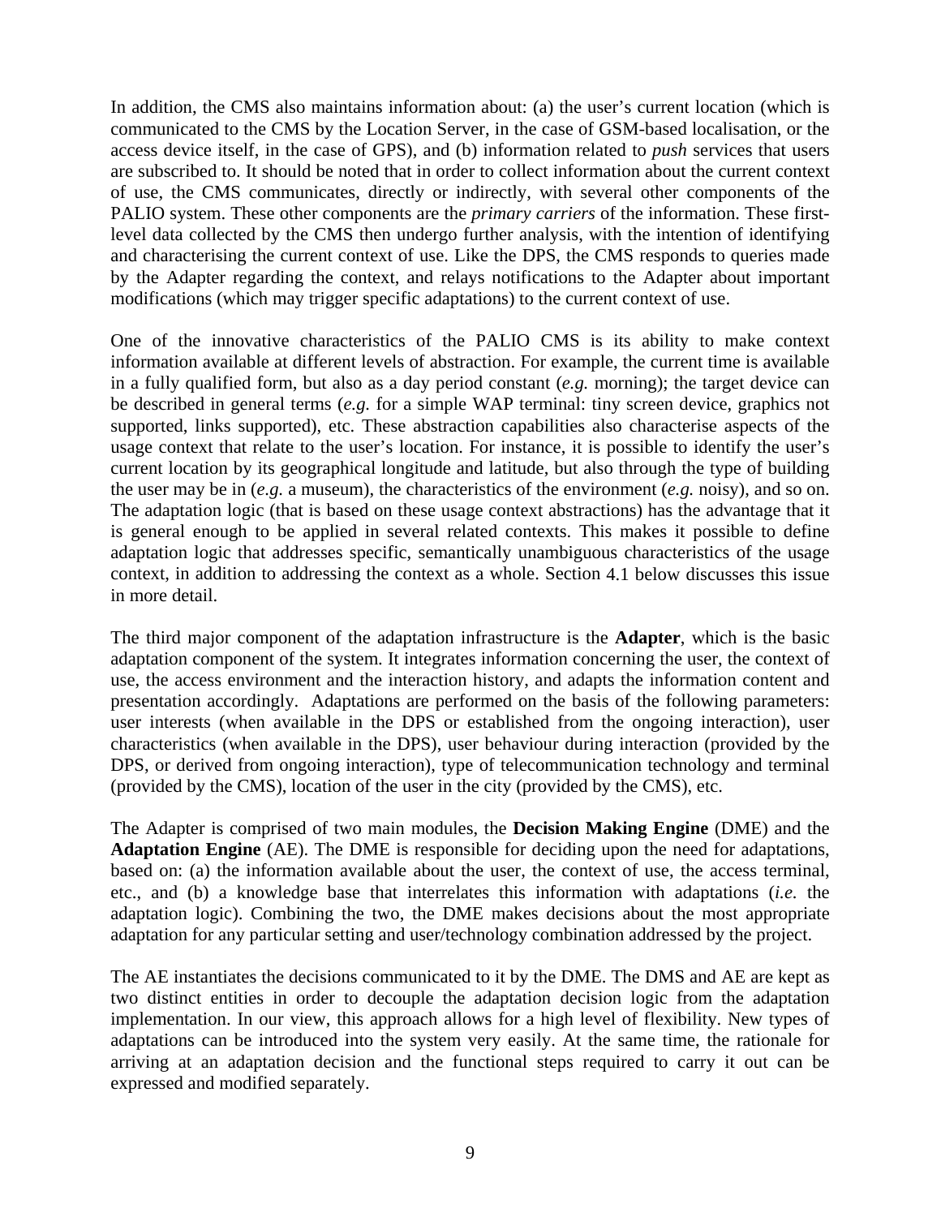In addition, the CMS also maintains information about: (a) the user's current location (which is communicated to the CMS by the Location Server, in the case of GSM-based localisation, or the access device itself, in the case of GPS), and (b) information related to *push* services that users are subscribed to. It should be noted that in order to collect information about the current context of use, the CMS communicates, directly or indirectly, with several other components of the PALIO system. These other components are the *primary carriers* of the information. These first-level data collected by the CMS then undergo further analysis, with the intention of identifying and characterising the current context of use. Like the DPS, the CMS responds to queries made by the Adapter regarding the context, and relays notifications to the Adapter about important modifications (which may trigger specific adaptations) to the current context of use.

One of the innovative characteristics of the PALIO CMS is its ability to make context information available at different levels of abstraction. For example, the current time is available in a fully qualified form, but also as a day period constant (*e.g.* morning); the target device can be described in general terms (*e.g.* for a simple WAP terminal: tiny screen device, graphics not supported, links supported), etc. These abstraction capabilities also characterise aspects of the usage context that relate to the user's location. For instance, it is possible to identify the user's current location by its geographical longitude and latitude, but also through the type of building the user may be in (*e.g.* a museum), the characteristics of the environment (*e.g.* noisy), and so on. The adaptation logic (that is based on these usage context abstractions) has the advantage that it is general enough to be applied in several related contexts. This makes it possible to define adaptation logic that addresses specific, semantically unambiguous characteristics of the usage context, in addition to addressing the context as a whole. Section 4.1 below discusses this issue in more detail.

The third major component of the adaptation infrastructure is the **Adapter**, which is the basic adaptation component of the system. It integrates information concerning the user, the context of use, the access environment and the interaction history, and adapts the information content and presentation accordingly. Adaptations are performed on the basis of the following parameters: user interests (when available in the DPS or established from the ongoing interaction), user characteristics (when available in the DPS), user behaviour during interaction (provided by the DPS, or derived from ongoing interaction), type of telecommunication technology and terminal (provided by the CMS), location of the user in the city (provided by the CMS), etc.

The Adapter is comprised of two main modules, the **Decision Making Engine** (DME) and the **Adaptation Engine** (AE). The DME is responsible for deciding upon the need for adaptations, based on: (a) the information available about the user, the context of use, the access terminal, etc., and (b) a knowledge base that interrelates this information with adaptations (*i.e.* the adaptation logic). Combining the two, the DME makes decisions about the most appropriate adaptation for any particular setting and user/technology combination addressed by the project.

The AE instantiates the decisions communicated to it by the DME. The DMS and AE are kept as two distinct entities in order to decouple the adaptation decision logic from the adaptation implementation. In our view, this approach allows for a high level of flexibility. New types of adaptations can be introduced into the system very easily. At the same time, the rationale for arriving at an adaptation decision and the functional steps required to carry it out can be expressed and modified separately.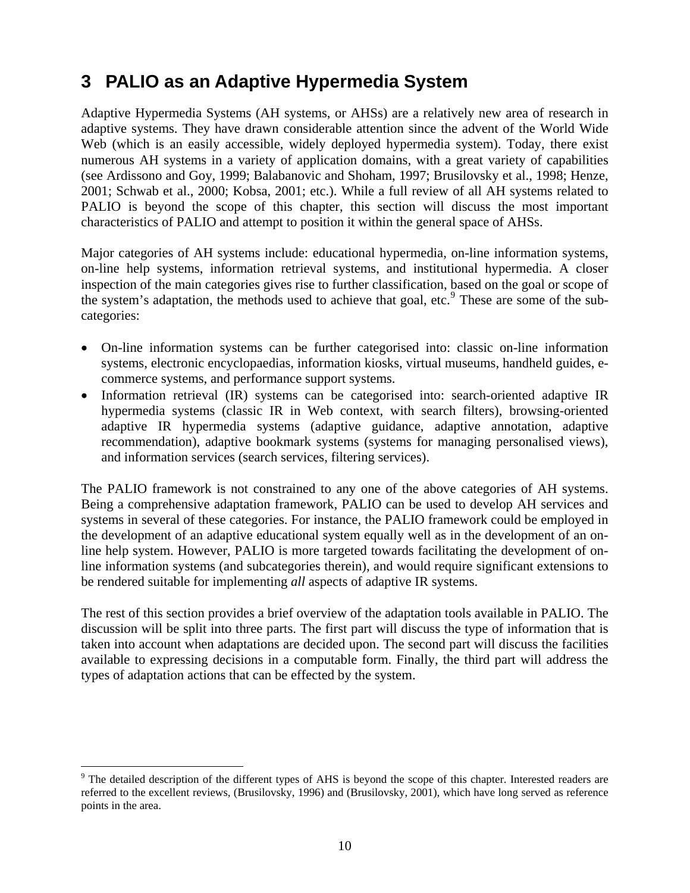## 3 PALIO as an Adaptive Hypermedia System

Adaptive Hypermedia Systems (AH systems, or AHSs) are a relatively new area of research in adaptive systems. They have drawn considerable attention since the advent of the World Wide Web (which is an easily accessible, widely deployed hypermedia system). Today, there exist numerous AH systems in a variety of application domains, with a great variety of capabilities (see Ardissono and Goy, 1999; Balabanovic and Shoham, 1997; Brusilovsky et al., 1998; Henze, 2001; Schwab et al., 2000; Kobsa, 2001; etc.). While a full review of all AH systems related to PALIO is beyond the scope of this chapter, this section will discuss the most important characteristics of PALIO and attempt to position it within the general space of AHSs.

Major categories of AH systems include: educational hypermedia, on-line information systems, on-line help systems, information retrieval systems, and institutional hypermedia. A closer inspection of the main categories gives rise to further classification, based on the goal or scope of the system's adaptation, the methods used to achieve that goal, etc.[9] These are some of the sub-categories:

- On-line information systems can be further categorised into: classic on-line information systems, electronic encyclopaedias, information kiosks, virtual museums, handheld guides, e-commerce systems, and performance support systems.
- Information retrieval (IR) systems can be categorised into: search-oriented adaptive IR hypermedia systems (classic IR in Web context, with search filters), browsing-oriented adaptive IR hypermedia systems (adaptive guidance, adaptive annotation, adaptive recommendation), adaptive bookmark systems (systems for managing personalised views), and information services (search services, filtering services).

The PALIO framework is not constrained to any one of the above categories of AH systems. Being a comprehensive adaptation framework, PALIO can be used to develop AH services and systems in several of these categories. For instance, the PALIO framework could be employed in the development of an adaptive educational system equally well as in the development of an on-line help system. However, PALIO is more targeted towards facilitating the development of on-line information systems (and subcategories therein), and would require significant extensions to be rendered suitable for implementing *all* aspects of adaptive IR systems.

The rest of this section provides a brief overview of the adaptation tools available in PALIO. The discussion will be split into three parts. The first part will discuss the type of information that is taken into account when adaptations are decided upon. The second part will discuss the facilities available to expressing decisions in a computable form. Finally, the third part will address the types of adaptation actions that can be effected by the system.

---

[9] The detailed description of the different types of AHS is beyond the scope of this chapter. Interested readers are referred to the excellent reviews, (Brusilovsky, 1996) and (Brusilovsky, 2001), which have long served as reference points in the area.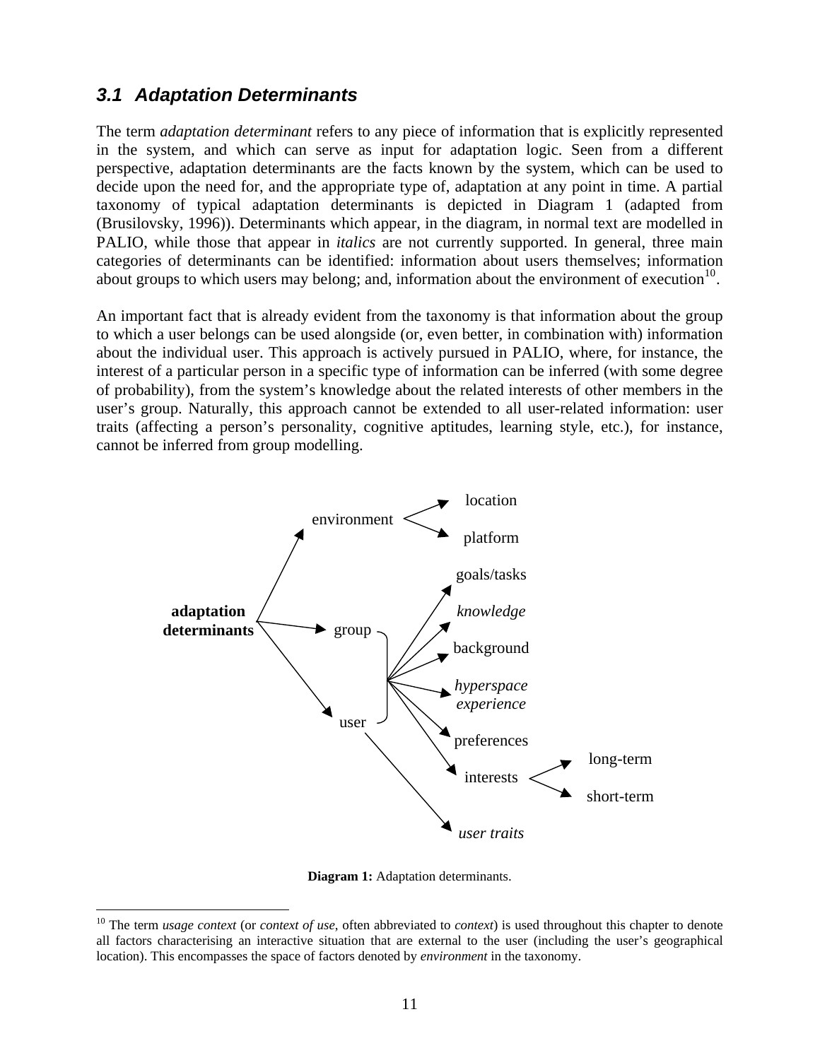### 3.1 Adaptation Determinants

The term *adaptation determinant* refers to any piece of information that is explicitly represented in the system, and which can serve as input for adaptation logic. Seen from a different perspective, adaptation determinants are the facts known by the system, which can be used to decide upon the need for, and the appropriate type of, adaptation at any point in time. A partial taxonomy of typical adaptation determinants is depicted in Diagram 1 (adapted from (Brusilovsky, 1996)). Determinants which appear, in the diagram, in normal text are modelled in PALIO, while those that appear in *italics* are not currently supported. In general, three main categories of determinants can be identified: information about users themselves; information about groups to which users may belong; and, information about the environment of execution[10].

An important fact that is already evident from the taxonomy is that information about the group to which a user belongs can be used alongside (or, even better, in combination with) information about the individual user. This approach is actively pursued in PALIO, where, for instance, the interest of a particular person in a specific type of information can be inferred (with some degree of probability), from the system's knowledge about the related interests of other members in the user's group. Naturally, this approach cannot be extended to all user-related information: user traits (affecting a person's personality, cognitive aptitudes, learning style, etc.), for instance, cannot be inferred from group modelling.

- **adaptation determinants**
  - environment
    - location
    - platform
  - group, user
    - goals/tasks
    - *knowledge*
    - background
    - *hyperspace experience*
    - preferences
    - interests
      - long-term
      - short-term
  - user
    - *user traits*

**Diagram 1:** Adaptation determinants.

[10] The term *usage context* (or *context of use*, often abbreviated to *context*) is used throughout this chapter to denote all factors characterising an interactive situation that are external to the user (including the user's geographical location). This encompasses the space of factors denoted by *environment* in the taxonomy.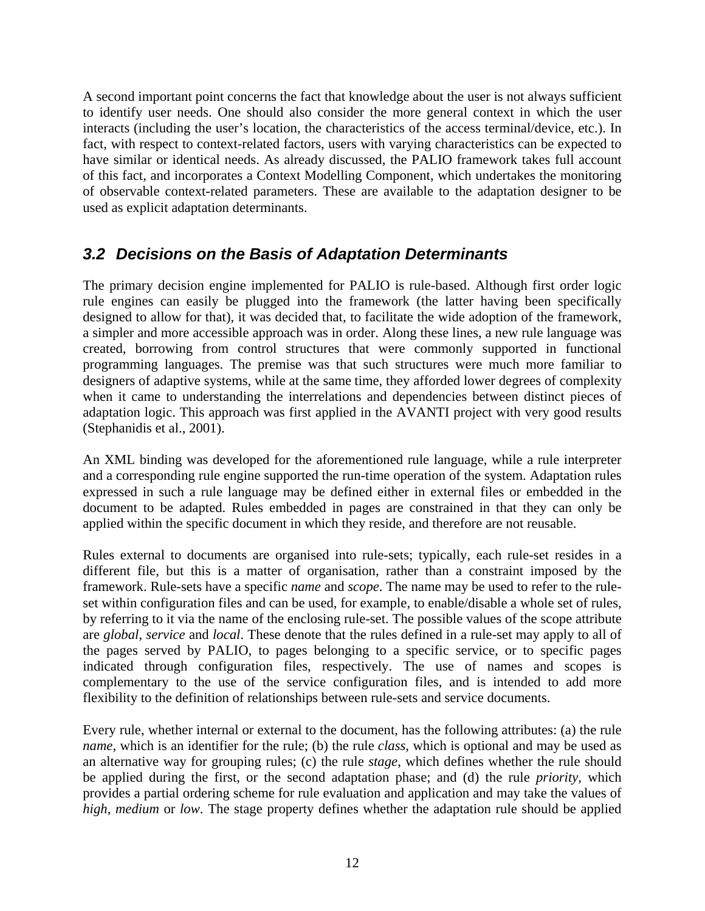A second important point concerns the fact that knowledge about the user is not always sufficient to identify user needs. One should also consider the more general context in which the user interacts (including the user's location, the characteristics of the access terminal/device, etc.). In fact, with respect to context-related factors, users with varying characteristics can be expected to have similar or identical needs. As already discussed, the PALIO framework takes full account of this fact, and incorporates a Context Modelling Component, which undertakes the monitoring of observable context-related parameters. These are available to the adaptation designer to be used as explicit adaptation determinants.

## 3.2 Decisions on the Basis of Adaptation Determinants

The primary decision engine implemented for PALIO is rule-based. Although first order logic rule engines can easily be plugged into the framework (the latter having been specifically designed to allow for that), it was decided that, to facilitate the wide adoption of the framework, a simpler and more accessible approach was in order. Along these lines, a new rule language was created, borrowing from control structures that were commonly supported in functional programming languages. The premise was that such structures were much more familiar to designers of adaptive systems, while at the same time, they afforded lower degrees of complexity when it came to understanding the interrelations and dependencies between distinct pieces of adaptation logic. This approach was first applied in the AVANTI project with very good results (Stephanidis et al., 2001).

An XML binding was developed for the aforementioned rule language, while a rule interpreter and a corresponding rule engine supported the run-time operation of the system. Adaptation rules expressed in such a rule language may be defined either in external files or embedded in the document to be adapted. Rules embedded in pages are constrained in that they can only be applied within the specific document in which they reside, and therefore are not reusable.

Rules external to documents are organised into rule-sets; typically, each rule-set resides in a different file, but this is a matter of organisation, rather than a constraint imposed by the framework. Rule-sets have a specific *name* and *scope*. The name may be used to refer to the rule-set within configuration files and can be used, for example, to enable/disable a whole set of rules, by referring to it via the name of the enclosing rule-set. The possible values of the scope attribute are *global*, *service* and *local*. These denote that the rules defined in a rule-set may apply to all of the pages served by PALIO, to pages belonging to a specific service, or to specific pages indicated through configuration files, respectively. The use of names and scopes is complementary to the use of the service configuration files, and is intended to add more flexibility to the definition of relationships between rule-sets and service documents.

Every rule, whether internal or external to the document, has the following attributes: (a) the rule *name*, which is an identifier for the rule; (b) the rule *class*, which is optional and may be used as an alternative way for grouping rules; (c) the rule *stage*, which defines whether the rule should be applied during the first, or the second adaptation phase; and (d) the rule *priority*, which provides a partial ordering scheme for rule evaluation and application and may take the values of *high*, *medium* or *low*. The stage property defines whether the adaptation rule should be applied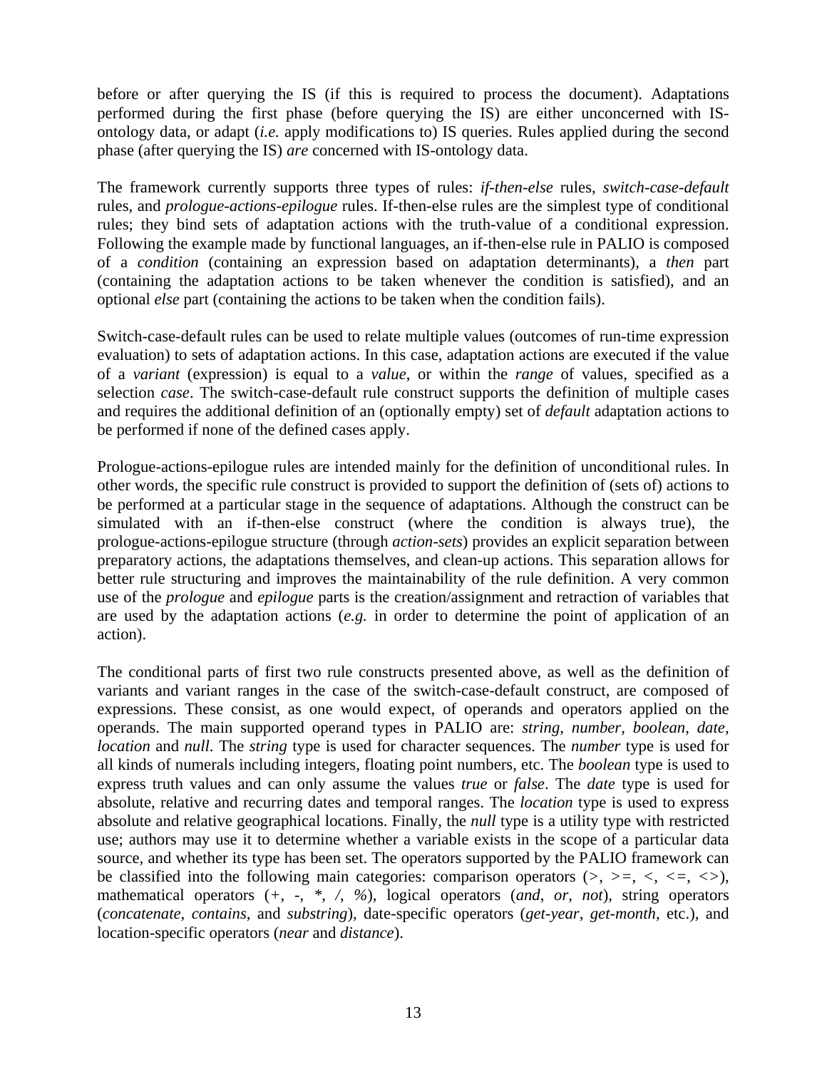before or after querying the IS (if this is required to process the document). Adaptations performed during the first phase (before querying the IS) are either unconcerned with IS-ontology data, or adapt (*i.e.* apply modifications to) IS queries. Rules applied during the second phase (after querying the IS) *are* concerned with IS-ontology data.

The framework currently supports three types of rules: *if-then-else* rules, *switch-case-default* rules, and *prologue-actions-epilogue* rules. If-then-else rules are the simplest type of conditional rules; they bind sets of adaptation actions with the truth-value of a conditional expression. Following the example made by functional languages, an if-then-else rule in PALIO is composed of a *condition* (containing an expression based on adaptation determinants), a *then* part (containing the adaptation actions to be taken whenever the condition is satisfied), and an optional *else* part (containing the actions to be taken when the condition fails).

Switch-case-default rules can be used to relate multiple values (outcomes of run-time expression evaluation) to sets of adaptation actions. In this case, adaptation actions are executed if the value of a *variant* (expression) is equal to a *value*, or within the *range* of values, specified as a selection *case*. The switch-case-default rule construct supports the definition of multiple cases and requires the additional definition of an (optionally empty) set of *default* adaptation actions to be performed if none of the defined cases apply.

Prologue-actions-epilogue rules are intended mainly for the definition of unconditional rules. In other words, the specific rule construct is provided to support the definition of (sets of) actions to be performed at a particular stage in the sequence of adaptations. Although the construct can be simulated with an if-then-else construct (where the condition is always true), the prologue-actions-epilogue structure (through *action-sets*) provides an explicit separation between preparatory actions, the adaptations themselves, and clean-up actions. This separation allows for better rule structuring and improves the maintainability of the rule definition. A very common use of the *prologue* and *epilogue* parts is the creation/assignment and retraction of variables that are used by the adaptation actions (*e.g.* in order to determine the point of application of an action).

The conditional parts of first two rule constructs presented above, as well as the definition of variants and variant ranges in the case of the switch-case-default construct, are composed of expressions. These consist, as one would expect, of operands and operators applied on the operands. The main supported operand types in PALIO are: *string*, *number*, *boolean*, *date*, *location* and *null*. The *string* type is used for character sequences. The *number* type is used for all kinds of numerals including integers, floating point numbers, etc. The *boolean* type is used to express truth values and can only assume the values *true* or *false*. The *date* type is used for absolute, relative and recurring dates and temporal ranges. The *location* type is used to express absolute and relative geographical locations. Finally, the *null* type is a utility type with restricted use; authors may use it to determine whether a variable exists in the scope of a particular data source, and whether its type has been set. The operators supported by the PALIO framework can be classified into the following main categories: comparison operators (>, >=, <, <=, <>), mathematical operators (+, -, *, /, %), logical operators (*and*, *or*, *not*), string operators (*concatenate*, *contains*, and *substring*), date-specific operators (*get-year*, *get-month*, etc.), and location-specific operators (*near* and *distance*).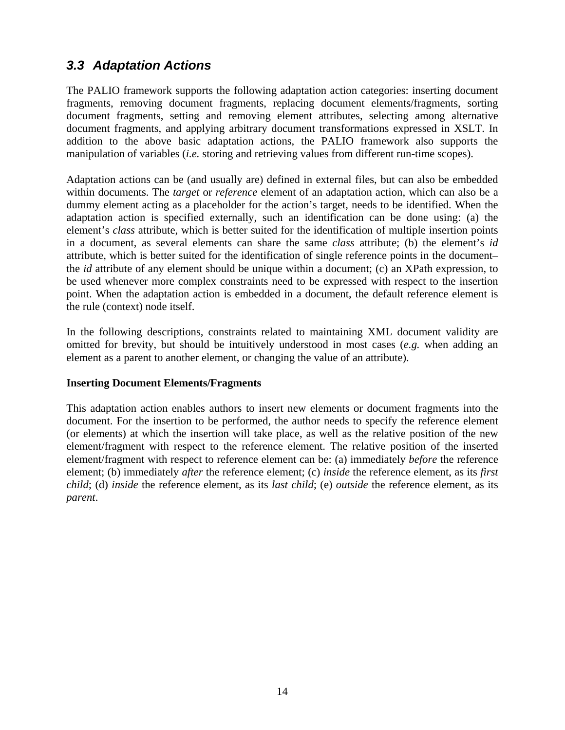### 3.3 Adaptation Actions

The PALIO framework supports the following adaptation action categories: inserting document fragments, removing document fragments, replacing document elements/fragments, sorting document fragments, setting and removing element attributes, selecting among alternative document fragments, and applying arbitrary document transformations expressed in XSLT. In addition to the above basic adaptation actions, the PALIO framework also supports the manipulation of variables (*i.e.* storing and retrieving values from different run-time scopes).

Adaptation actions can be (and usually are) defined in external files, but can also be embedded within documents. The *target* or *reference* element of an adaptation action, which can also be a dummy element acting as a placeholder for the action's target, needs to be identified. When the adaptation action is specified externally, such an identification can be done using: (a) the element's *class* attribute, which is better suited for the identification of multiple insertion points in a document, as several elements can share the same *class* attribute; (b) the element's *id* attribute, which is better suited for the identification of single reference points in the document– the *id* attribute of any element should be unique within a document; (c) an XPath expression, to be used whenever more complex constraints need to be expressed with respect to the insertion point. When the adaptation action is embedded in a document, the default reference element is the rule (context) node itself.

In the following descriptions, constraints related to maintaining XML document validity are omitted for brevity, but should be intuitively understood in most cases (*e.g.* when adding an element as a parent to another element, or changing the value of an attribute).

**Inserting Document Elements/Fragments**

This adaptation action enables authors to insert new elements or document fragments into the document. For the insertion to be performed, the author needs to specify the reference element (or elements) at which the insertion will take place, as well as the relative position of the new element/fragment with respect to the reference element. The relative position of the inserted element/fragment with respect to reference element can be: (a) immediately *before* the reference element; (b) immediately *after* the reference element; (c) *inside* the reference element, as its *first child*; (d) *inside* the reference element, as its *last child*; (e) *outside* the reference element, as its *parent*.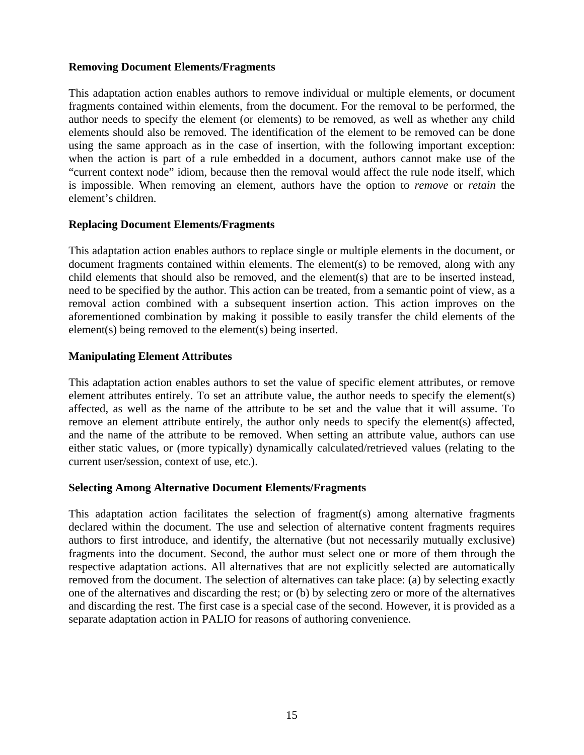**Removing Document Elements/Fragments**

This adaptation action enables authors to remove individual or multiple elements, or document fragments contained within elements, from the document. For the removal to be performed, the author needs to specify the element (or elements) to be removed, as well as whether any child elements should also be removed. The identification of the element to be removed can be done using the same approach as in the case of insertion, with the following important exception: when the action is part of a rule embedded in a document, authors cannot make use of the "current context node" idiom, because then the removal would affect the rule node itself, which is impossible. When removing an element, authors have the option to *remove* or *retain* the element's children.

**Replacing Document Elements/Fragments**

This adaptation action enables authors to replace single or multiple elements in the document, or document fragments contained within elements. The element(s) to be removed, along with any child elements that should also be removed, and the element(s) that are to be inserted instead, need to be specified by the author. This action can be treated, from a semantic point of view, as a removal action combined with a subsequent insertion action. This action improves on the aforementioned combination by making it possible to easily transfer the child elements of the element(s) being removed to the element(s) being inserted.

**Manipulating Element Attributes**

This adaptation action enables authors to set the value of specific element attributes, or remove element attributes entirely. To set an attribute value, the author needs to specify the element(s) affected, as well as the name of the attribute to be set and the value that it will assume. To remove an element attribute entirely, the author only needs to specify the element(s) affected, and the name of the attribute to be removed. When setting an attribute value, authors can use either static values, or (more typically) dynamically calculated/retrieved values (relating to the current user/session, context of use, etc.).

**Selecting Among Alternative Document Elements/Fragments**

This adaptation action facilitates the selection of fragment(s) among alternative fragments declared within the document. The use and selection of alternative content fragments requires authors to first introduce, and identify, the alternative (but not necessarily mutually exclusive) fragments into the document. Second, the author must select one or more of them through the respective adaptation actions. All alternatives that are not explicitly selected are automatically removed from the document. The selection of alternatives can take place: (a) by selecting exactly one of the alternatives and discarding the rest; or (b) by selecting zero or more of the alternatives and discarding the rest. The first case is a special case of the second. However, it is provided as a separate adaptation action in PALIO for reasons of authoring convenience.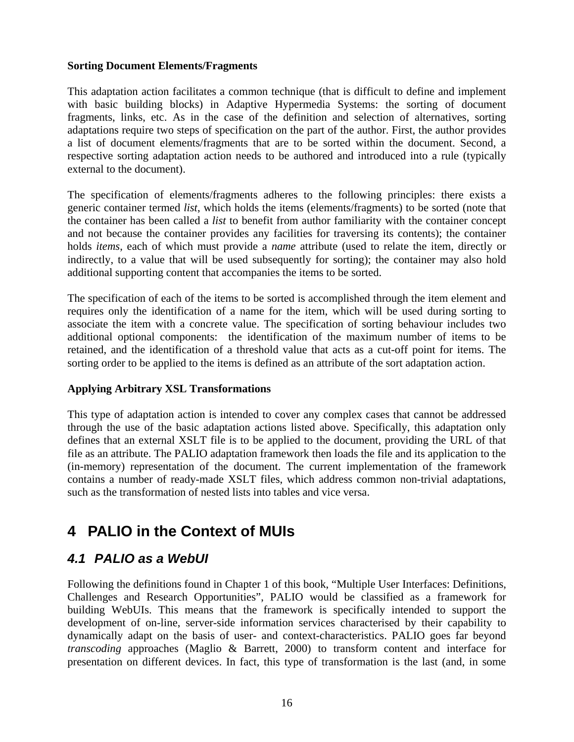**Sorting Document Elements/Fragments**

This adaptation action facilitates a common technique (that is difficult to define and implement with basic building blocks) in Adaptive Hypermedia Systems: the sorting of document fragments, links, etc. As in the case of the definition and selection of alternatives, sorting adaptations require two steps of specification on the part of the author. First, the author provides a list of document elements/fragments that are to be sorted within the document. Second, a respective sorting adaptation action needs to be authored and introduced into a rule (typically external to the document).

The specification of elements/fragments adheres to the following principles: there exists a generic container termed *list*, which holds the items (elements/fragments) to be sorted (note that the container has been called a *list* to benefit from author familiarity with the container concept and not because the container provides any facilities for traversing its contents); the container holds *items*, each of which must provide a *name* attribute (used to relate the item, directly or indirectly, to a value that will be used subsequently for sorting); the container may also hold additional supporting content that accompanies the items to be sorted.

The specification of each of the items to be sorted is accomplished through the item element and requires only the identification of a name for the item, which will be used during sorting to associate the item with a concrete value. The specification of sorting behaviour includes two additional optional components: the identification of the maximum number of items to be retained, and the identification of a threshold value that acts as a cut-off point for items. The sorting order to be applied to the items is defined as an attribute of the sort adaptation action.

**Applying Arbitrary XSL Transformations**

This type of adaptation action is intended to cover any complex cases that cannot be addressed through the use of the basic adaptation actions listed above. Specifically, this adaptation only defines that an external XSLT file is to be applied to the document, providing the URL of that file as an attribute. The PALIO adaptation framework then loads the file and its application to the (in-memory) representation of the document. The current implementation of the framework contains a number of ready-made XSLT files, which address common non-trivial adaptations, such as the transformation of nested lists into tables and vice versa.

# 4 PALIO in the Context of MUIs

## 4.1 PALIO as a WebUI

Following the definitions found in Chapter 1 of this book, "Multiple User Interfaces: Definitions, Challenges and Research Opportunities", PALIO would be classified as a framework for building WebUIs. This means that the framework is specifically intended to support the development of on-line, server-side information services characterised by their capability to dynamically adapt on the basis of user- and context-characteristics. PALIO goes far beyond *transcoding* approaches (Maglio & Barrett, 2000) to transform content and interface for presentation on different devices. In fact, this type of transformation is the last (and, in some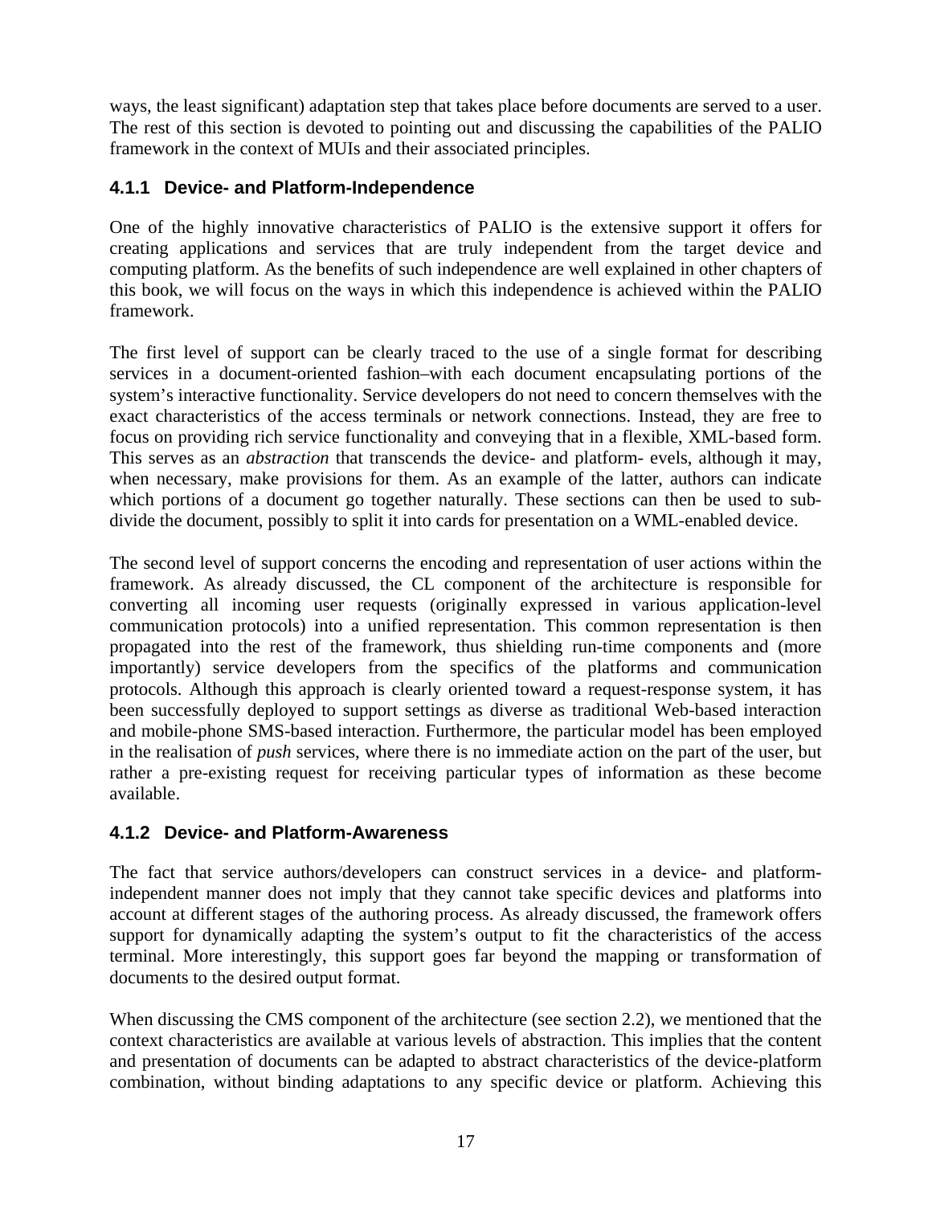ways, the least significant) adaptation step that takes place before documents are served to a user. The rest of this section is devoted to pointing out and discussing the capabilities of the PALIO framework in the context of MUIs and their associated principles.

### 4.1.1 Device- and Platform-Independence

One of the highly innovative characteristics of PALIO is the extensive support it offers for creating applications and services that are truly independent from the target device and computing platform. As the benefits of such independence are well explained in other chapters of this book, we will focus on the ways in which this independence is achieved within the PALIO framework.

The first level of support can be clearly traced to the use of a single format for describing services in a document-oriented fashion–with each document encapsulating portions of the system's interactive functionality. Service developers do not need to concern themselves with the exact characteristics of the access terminals or network connections. Instead, they are free to focus on providing rich service functionality and conveying that in a flexible, XML-based form. This serves as an *abstraction* that transcends the device- and platform- evels, although it may, when necessary, make provisions for them. As an example of the latter, authors can indicate which portions of a document go together naturally. These sections can then be used to sub-divide the document, possibly to split it into cards for presentation on a WML-enabled device.

The second level of support concerns the encoding and representation of user actions within the framework. As already discussed, the CL component of the architecture is responsible for converting all incoming user requests (originally expressed in various application-level communication protocols) into a unified representation. This common representation is then propagated into the rest of the framework, thus shielding run-time components and (more importantly) service developers from the specifics of the platforms and communication protocols. Although this approach is clearly oriented toward a request-response system, it has been successfully deployed to support settings as diverse as traditional Web-based interaction and mobile-phone SMS-based interaction. Furthermore, the particular model has been employed in the realisation of *push* services, where there is no immediate action on the part of the user, but rather a pre-existing request for receiving particular types of information as these become available.

### 4.1.2 Device- and Platform-Awareness

The fact that service authors/developers can construct services in a device- and platform-independent manner does not imply that they cannot take specific devices and platforms into account at different stages of the authoring process. As already discussed, the framework offers support for dynamically adapting the system's output to fit the characteristics of the access terminal. More interestingly, this support goes far beyond the mapping or transformation of documents to the desired output format.

When discussing the CMS component of the architecture (see section 2.2), we mentioned that the context characteristics are available at various levels of abstraction. This implies that the content and presentation of documents can be adapted to abstract characteristics of the device-platform combination, without binding adaptations to any specific device or platform. Achieving this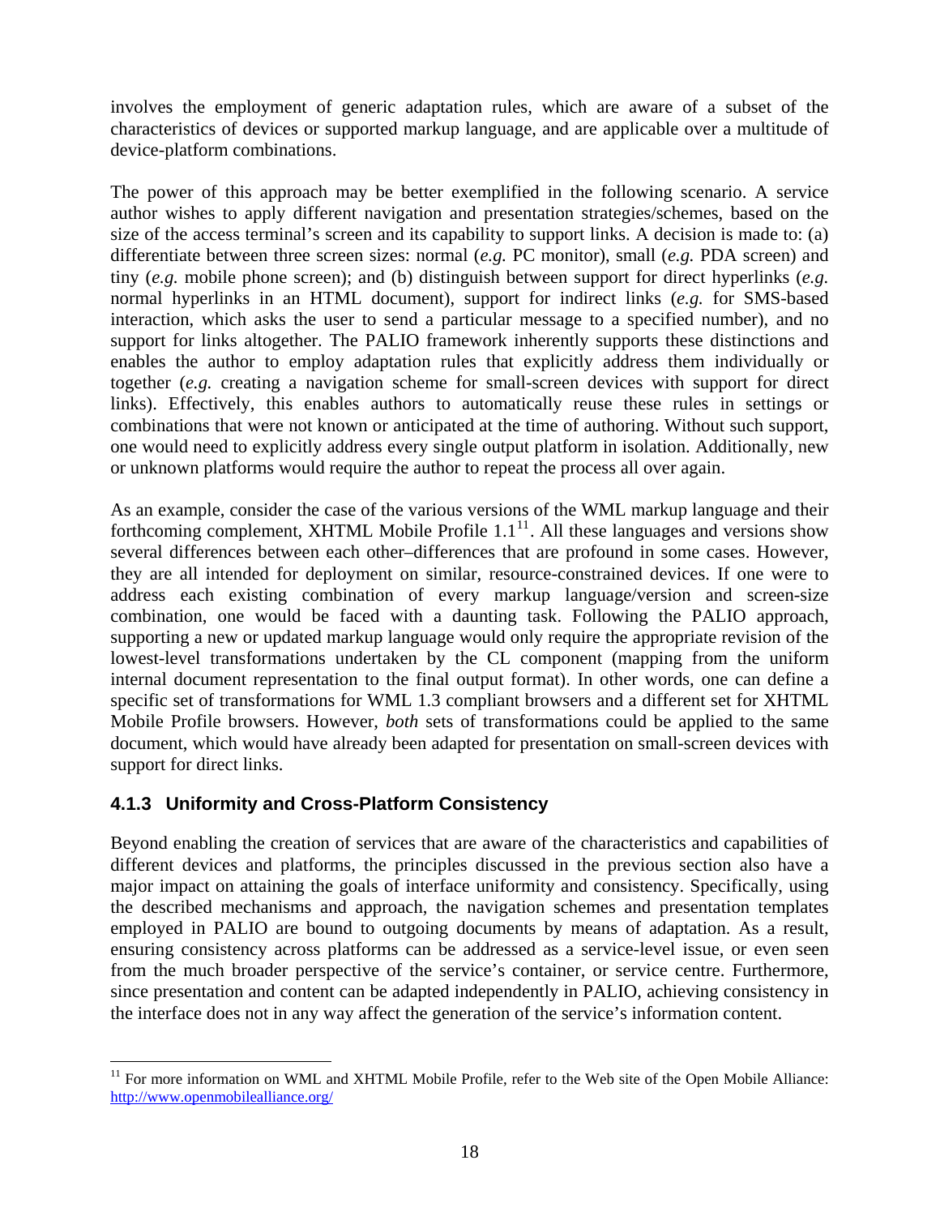involves the employment of generic adaptation rules, which are aware of a subset of the characteristics of devices or supported markup language, and are applicable over a multitude of device-platform combinations.

The power of this approach may be better exemplified in the following scenario. A service author wishes to apply different navigation and presentation strategies/schemes, based on the size of the access terminal's screen and its capability to support links. A decision is made to: (a) differentiate between three screen sizes: normal (*e.g.* PC monitor), small (*e.g.* PDA screen) and tiny (*e.g.* mobile phone screen); and (b) distinguish between support for direct hyperlinks (*e.g.* normal hyperlinks in an HTML document), support for indirect links (*e.g.* for SMS-based interaction, which asks the user to send a particular message to a specified number), and no support for links altogether. The PALIO framework inherently supports these distinctions and enables the author to employ adaptation rules that explicitly address them individually or together (*e.g.* creating a navigation scheme for small-screen devices with support for direct links). Effectively, this enables authors to automatically reuse these rules in settings or combinations that were not known or anticipated at the time of authoring. Without such support, one would need to explicitly address every single output platform in isolation. Additionally, new or unknown platforms would require the author to repeat the process all over again.

As an example, consider the case of the various versions of the WML markup language and their forthcoming complement, XHTML Mobile Profile 1.1[11]. All these languages and versions show several differences between each other–differences that are profound in some cases. However, they are all intended for deployment on similar, resource-constrained devices. If one were to address each existing combination of every markup language/version and screen-size combination, one would be faced with a daunting task. Following the PALIO approach, supporting a new or updated markup language would only require the appropriate revision of the lowest-level transformations undertaken by the CL component (mapping from the uniform internal document representation to the final output format). In other words, one can define a specific set of transformations for WML 1.3 compliant browsers and a different set for XHTML Mobile Profile browsers. However, *both* sets of transformations could be applied to the same document, which would have already been adapted for presentation on small-screen devices with support for direct links.

### 4.1.3 Uniformity and Cross-Platform Consistency

Beyond enabling the creation of services that are aware of the characteristics and capabilities of different devices and platforms, the principles discussed in the previous section also have a major impact on attaining the goals of interface uniformity and consistency. Specifically, using the described mechanisms and approach, the navigation schemes and presentation templates employed in PALIO are bound to outgoing documents by means of adaptation. As a result, ensuring consistency across platforms can be addressed as a service-level issue, or even seen from the much broader perspective of the service's container, or service centre. Furthermore, since presentation and content can be adapted independently in PALIO, achieving consistency in the interface does not in any way affect the generation of the service's information content.

---

[11] For more information on WML and XHTML Mobile Profile, refer to the Web site of the Open Mobile Alliance: http://www.openmobilealliance.org/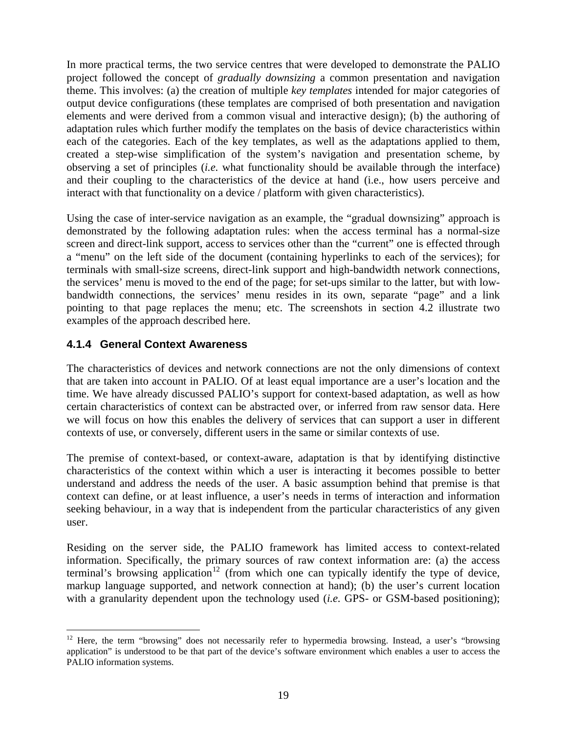In more practical terms, the two service centres that were developed to demonstrate the PALIO project followed the concept of *gradually downsizing* a common presentation and navigation theme. This involves: (a) the creation of multiple *key templates* intended for major categories of output device configurations (these templates are comprised of both presentation and navigation elements and were derived from a common visual and interactive design); (b) the authoring of adaptation rules which further modify the templates on the basis of device characteristics within each of the categories. Each of the key templates, as well as the adaptations applied to them, created a step-wise simplification of the system's navigation and presentation scheme, by observing a set of principles (*i.e.* what functionality should be available through the interface) and their coupling to the characteristics of the device at hand (i.e., how users perceive and interact with that functionality on a device / platform with given characteristics).

Using the case of inter-service navigation as an example, the "gradual downsizing" approach is demonstrated by the following adaptation rules: when the access terminal has a normal-size screen and direct-link support, access to services other than the "current" one is effected through a "menu" on the left side of the document (containing hyperlinks to each of the services); for terminals with small-size screens, direct-link support and high-bandwidth network connections, the services' menu is moved to the end of the page; for set-ups similar to the latter, but with low-bandwidth connections, the services' menu resides in its own, separate "page" and a link pointing to that page replaces the menu; etc. The screenshots in section 4.2 illustrate two examples of the approach described here.

### 4.1.4 General Context Awareness

The characteristics of devices and network connections are not the only dimensions of context that are taken into account in PALIO. Of at least equal importance are a user's location and the time. We have already discussed PALIO's support for context-based adaptation, as well as how certain characteristics of context can be abstracted over, or inferred from raw sensor data. Here we will focus on how this enables the delivery of services that can support a user in different contexts of use, or conversely, different users in the same or similar contexts of use.

The premise of context-based, or context-aware, adaptation is that by identifying distinctive characteristics of the context within which a user is interacting it becomes possible to better understand and address the needs of the user. A basic assumption behind that premise is that context can define, or at least influence, a user's needs in terms of interaction and information seeking behaviour, in a way that is independent from the particular characteristics of any given user.

Residing on the server side, the PALIO framework has limited access to context-related information. Specifically, the primary sources of raw context information are: (a) the access terminal's browsing application[12] (from which one can typically identify the type of device, markup language supported, and network connection at hand); (b) the user's current location with a granularity dependent upon the technology used (*i.e.* GPS- or GSM-based positioning);

[12] Here, the term "browsing" does not necessarily refer to hypermedia browsing. Instead, a user's "browsing application" is understood to be that part of the device's software environment which enables a user to access the PALIO information systems.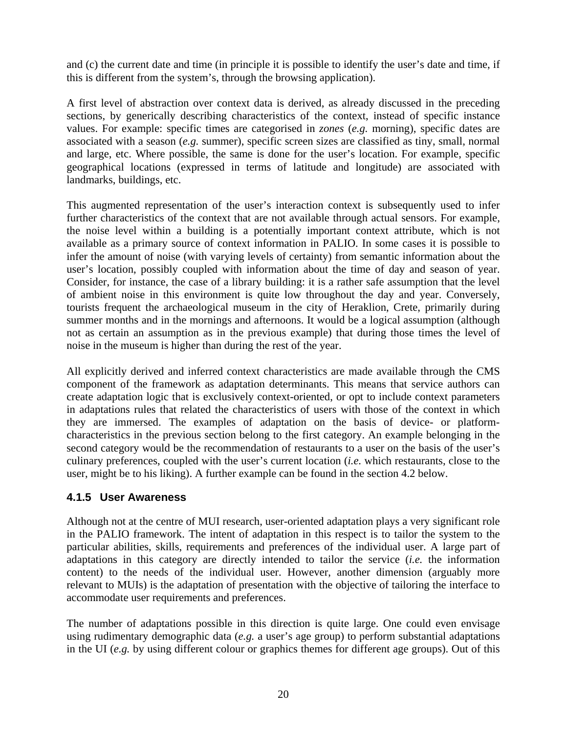and (c) the current date and time (in principle it is possible to identify the user's date and time, if this is different from the system's, through the browsing application).

A first level of abstraction over context data is derived, as already discussed in the preceding sections, by generically describing characteristics of the context, instead of specific instance values. For example: specific times are categorised in *zones* (*e.g.* morning), specific dates are associated with a season (*e.g.* summer), specific screen sizes are classified as tiny, small, normal and large, etc. Where possible, the same is done for the user's location. For example, specific geographical locations (expressed in terms of latitude and longitude) are associated with landmarks, buildings, etc.

This augmented representation of the user's interaction context is subsequently used to infer further characteristics of the context that are not available through actual sensors. For example, the noise level within a building is a potentially important context attribute, which is not available as a primary source of context information in PALIO. In some cases it is possible to infer the amount of noise (with varying levels of certainty) from semantic information about the user's location, possibly coupled with information about the time of day and season of year. Consider, for instance, the case of a library building: it is a rather safe assumption that the level of ambient noise in this environment is quite low throughout the day and year. Conversely, tourists frequent the archaeological museum in the city of Heraklion, Crete, primarily during summer months and in the mornings and afternoons. It would be a logical assumption (although not as certain an assumption as in the previous example) that during those times the level of noise in the museum is higher than during the rest of the year.

All explicitly derived and inferred context characteristics are made available through the CMS component of the framework as adaptation determinants. This means that service authors can create adaptation logic that is exclusively context-oriented, or opt to include context parameters in adaptations rules that related the characteristics of users with those of the context in which they are immersed. The examples of adaptation on the basis of device- or platform-characteristics in the previous section belong to the first category. An example belonging in the second category would be the recommendation of restaurants to a user on the basis of the user's culinary preferences, coupled with the user's current location (*i.e.* which restaurants, close to the user, might be to his liking). A further example can be found in the section 4.2 below.

### 4.1.5 User Awareness

Although not at the centre of MUI research, user-oriented adaptation plays a very significant role in the PALIO framework. The intent of adaptation in this respect is to tailor the system to the particular abilities, skills, requirements and preferences of the individual user. A large part of adaptations in this category are directly intended to tailor the service (*i.e.* the information content) to the needs of the individual user. However, another dimension (arguably more relevant to MUIs) is the adaptation of presentation with the objective of tailoring the interface to accommodate user requirements and preferences.

The number of adaptations possible in this direction is quite large. One could even envisage using rudimentary demographic data (*e.g.* a user's age group) to perform substantial adaptations in the UI (*e.g.* by using different colour or graphics themes for different age groups). Out of this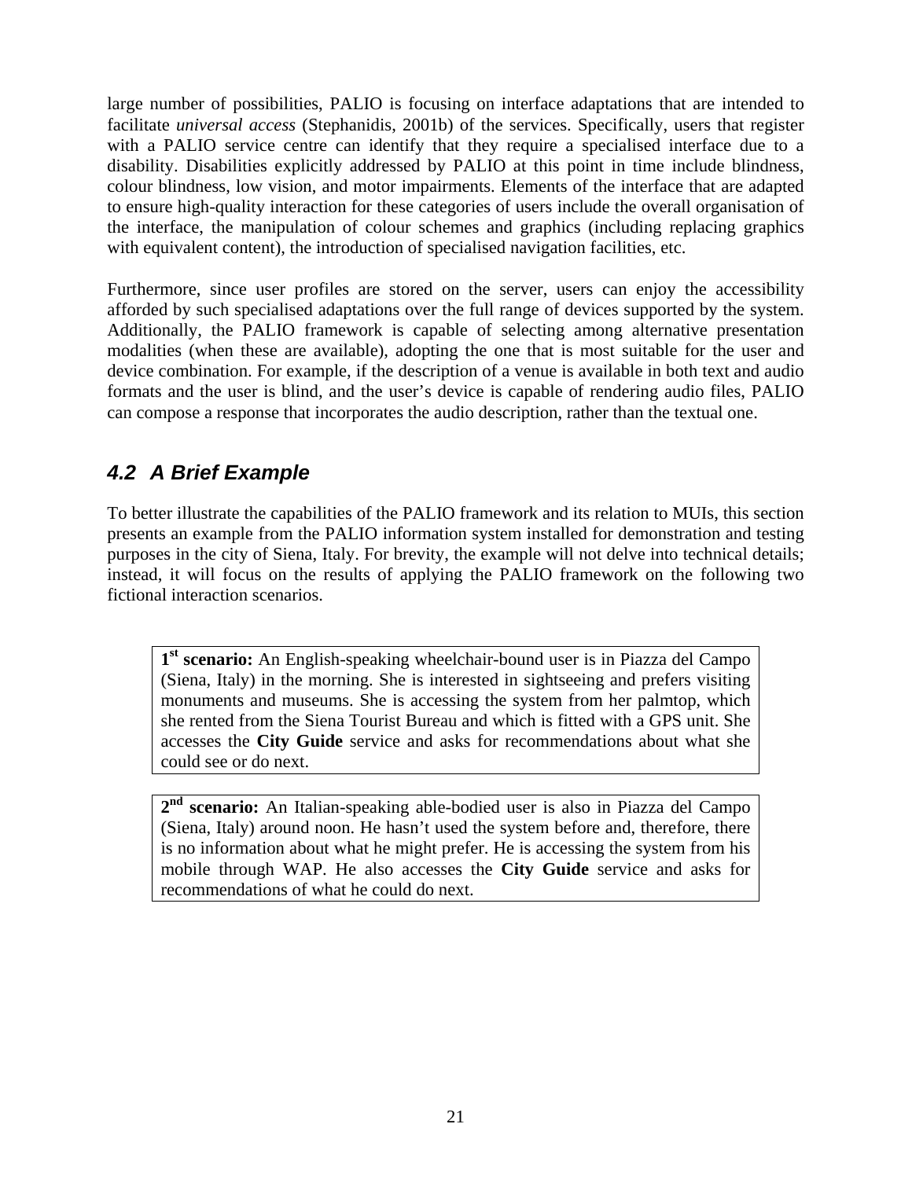large number of possibilities, PALIO is focusing on interface adaptations that are intended to facilitate *universal access* (Stephanidis, 2001b) of the services. Specifically, users that register with a PALIO service centre can identify that they require a specialised interface due to a disability. Disabilities explicitly addressed by PALIO at this point in time include blindness, colour blindness, low vision, and motor impairments. Elements of the interface that are adapted to ensure high-quality interaction for these categories of users include the overall organisation of the interface, the manipulation of colour schemes and graphics (including replacing graphics with equivalent content), the introduction of specialised navigation facilities, etc.

Furthermore, since user profiles are stored on the server, users can enjoy the accessibility afforded by such specialised adaptations over the full range of devices supported by the system. Additionally, the PALIO framework is capable of selecting among alternative presentation modalities (when these are available), adopting the one that is most suitable for the user and device combination. For example, if the description of a venue is available in both text and audio formats and the user is blind, and the user's device is capable of rendering audio files, PALIO can compose a response that incorporates the audio description, rather than the textual one.

### 4.2 A Brief Example

To better illustrate the capabilities of the PALIO framework and its relation to MUIs, this section presents an example from the PALIO information system installed for demonstration and testing purposes in the city of Siena, Italy. For brevity, the example will not delve into technical details; instead, it will focus on the results of applying the PALIO framework on the following two fictional interaction scenarios.

> **1st scenario:** An English-speaking wheelchair-bound user is in Piazza del Campo (Siena, Italy) in the morning. She is interested in sightseeing and prefers visiting monuments and museums. She is accessing the system from her palmtop, which she rented from the Siena Tourist Bureau and which is fitted with a GPS unit. She accesses the **City Guide** service and asks for recommendations about what she could see or do next.

> **2nd scenario:** An Italian-speaking able-bodied user is also in Piazza del Campo (Siena, Italy) around noon. He hasn't used the system before and, therefore, there is no information about what he might prefer. He is accessing the system from his mobile through WAP. He also accesses the **City Guide** service and asks for recommendations of what he could do next.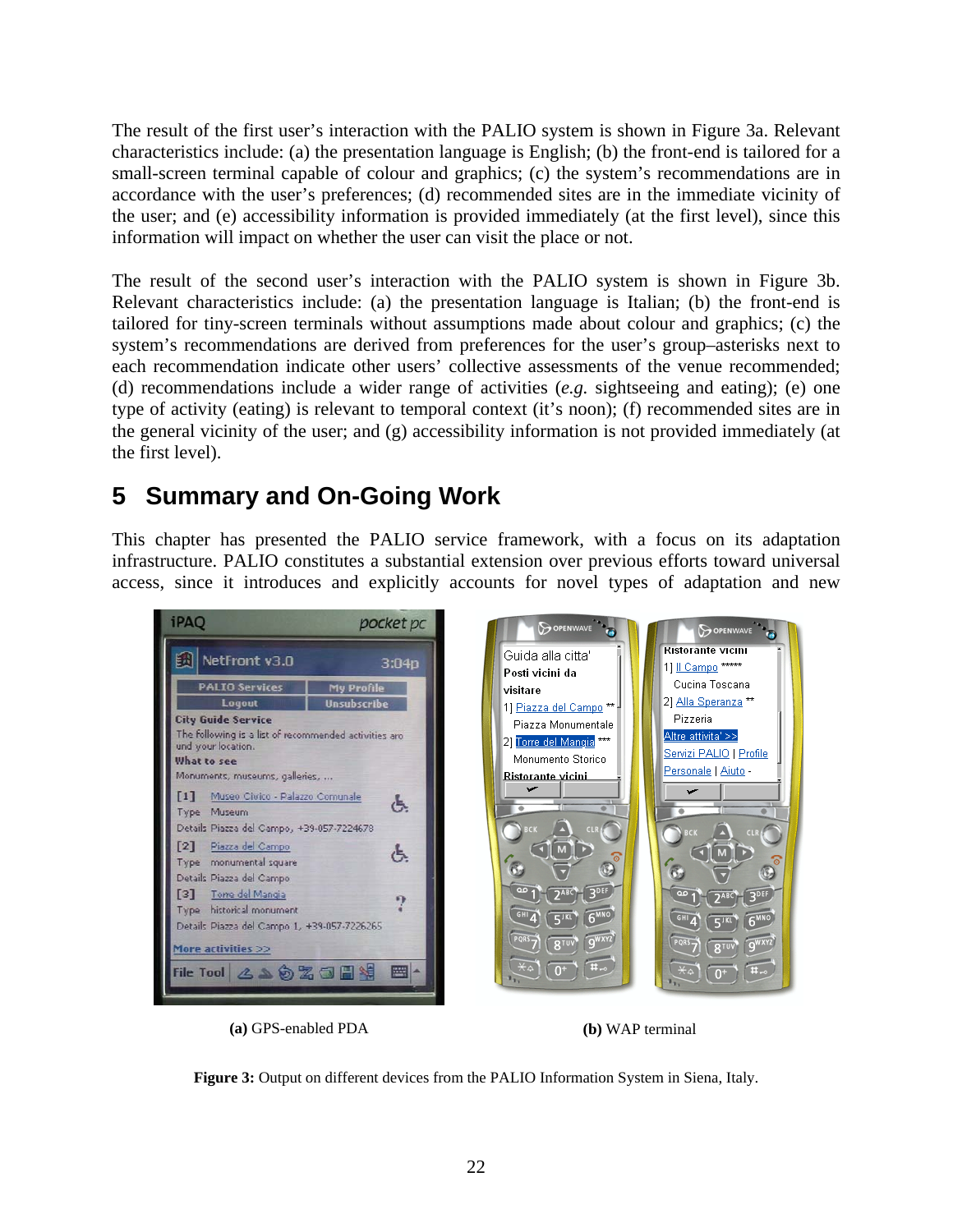The result of the first user's interaction with the PALIO system is shown in Figure 3a. Relevant characteristics include: (a) the presentation language is English; (b) the front-end is tailored for a small-screen terminal capable of colour and graphics; (c) the system's recommendations are in accordance with the user's preferences; (d) recommended sites are in the immediate vicinity of the user; and (e) accessibility information is provided immediately (at the first level), since this information will impact on whether the user can visit the place or not.

The result of the second user's interaction with the PALIO system is shown in Figure 3b. Relevant characteristics include: (a) the presentation language is Italian; (b) the front-end is tailored for tiny-screen terminals without assumptions made about colour and graphics; (c) the system's recommendations are derived from preferences for the user's group–asterisks next to each recommendation indicate other users' collective assessments of the venue recommended; (d) recommendations include a wider range of activities (*e.g.* sightseeing and eating); (e) one type of activity (eating) is relevant to temporal context (it's noon); (f) recommended sites are in the general vicinity of the user; and (g) accessibility information is not provided immediately (at the first level).

## 5 Summary and On-Going Work

This chapter has presented the PALIO service framework, with a focus on its adaptation infrastructure. PALIO constitutes a substantial extension over previous efforts toward universal access, since it introduces and explicitly accounts for novel types of adaptation and new

**(a)** GPS-enabled PDA **(b)** WAP terminal

**Figure 3:** Output on different devices from the PALIO Information System in Siena, Italy.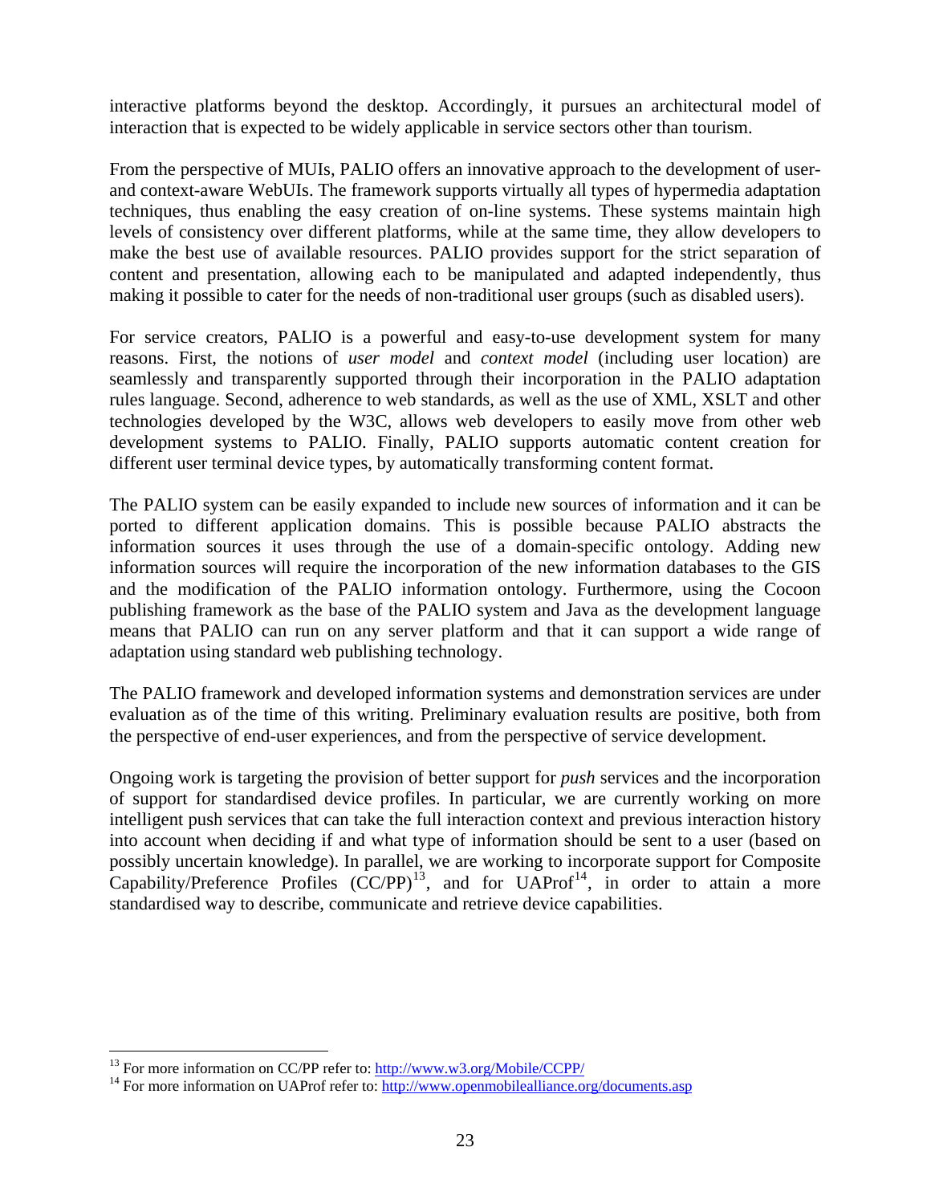interactive platforms beyond the desktop. Accordingly, it pursues an architectural model of interaction that is expected to be widely applicable in service sectors other than tourism.

From the perspective of MUIs, PALIO offers an innovative approach to the development of user- and context-aware WebUIs. The framework supports virtually all types of hypermedia adaptation techniques, thus enabling the easy creation of on-line systems. These systems maintain high levels of consistency over different platforms, while at the same time, they allow developers to make the best use of available resources. PALIO provides support for the strict separation of content and presentation, allowing each to be manipulated and adapted independently, thus making it possible to cater for the needs of non-traditional user groups (such as disabled users).

For service creators, PALIO is a powerful and easy-to-use development system for many reasons. First, the notions of *user model* and *context model* (including user location) are seamlessly and transparently supported through their incorporation in the PALIO adaptation rules language. Second, adherence to web standards, as well as the use of XML, XSLT and other technologies developed by the W3C, allows web developers to easily move from other web development systems to PALIO. Finally, PALIO supports automatic content creation for different user terminal device types, by automatically transforming content format.

The PALIO system can be easily expanded to include new sources of information and it can be ported to different application domains. This is possible because PALIO abstracts the information sources it uses through the use of a domain-specific ontology. Adding new information sources will require the incorporation of the new information databases to the GIS and the modification of the PALIO information ontology. Furthermore, using the Cocoon publishing framework as the base of the PALIO system and Java as the development language means that PALIO can run on any server platform and that it can support a wide range of adaptation using standard web publishing technology.

The PALIO framework and developed information systems and demonstration services are under evaluation as of the time of this writing. Preliminary evaluation results are positive, both from the perspective of end-user experiences, and from the perspective of service development.

Ongoing work is targeting the provision of better support for *push* services and the incorporation of support for standardised device profiles. In particular, we are currently working on more intelligent push services that can take the full interaction context and previous interaction history into account when deciding if and what type of information should be sent to a user (based on possibly uncertain knowledge). In parallel, we are working to incorporate support for Composite Capability/Preference Profiles (CC/PP)[13], and for UAProf[14], in order to attain a more standardised way to describe, communicate and retrieve device capabilities.

---

[13] For more information on CC/PP refer to: http://www.w3.org/Mobile/CCPP/

[14] For more information on UAProf refer to: http://www.openmobilealliance.org/documents.asp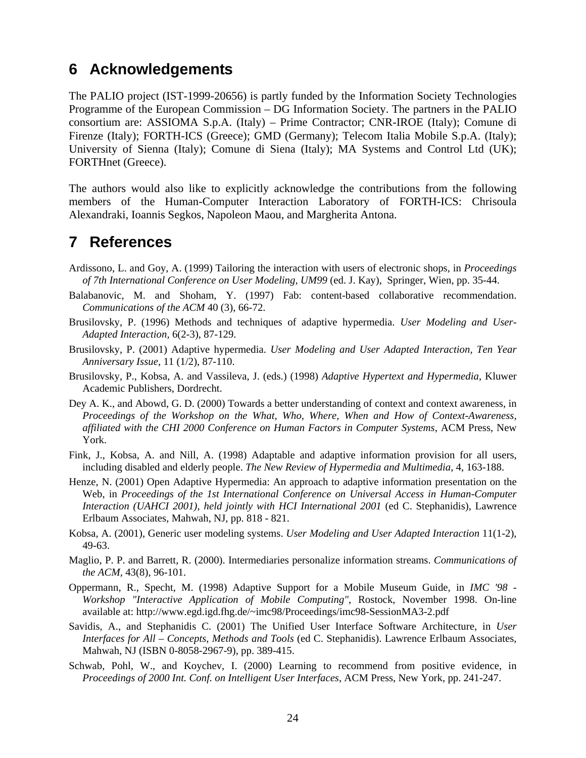# 6 Acknowledgements

The PALIO project (IST-1999-20656) is partly funded by the Information Society Technologies Programme of the European Commission – DG Information Society. The partners in the PALIO consortium are: ASSIOMA S.p.A. (Italy) – Prime Contractor; CNR-IROE (Italy); Comune di Firenze (Italy); FORTH-ICS (Greece); GMD (Germany); Telecom Italia Mobile S.p.A. (Italy); University of Sienna (Italy); Comune di Siena (Italy); MA Systems and Control Ltd (UK); FORTHnet (Greece).

The authors would also like to explicitly acknowledge the contributions from the following members of the Human-Computer Interaction Laboratory of FORTH-ICS: Chrisoula Alexandraki, Ioannis Segkos, Napoleon Maou, and Margherita Antona.

# 7 References

Ardissono, L. and Goy, A. (1999) Tailoring the interaction with users of electronic shops, in *Proceedings of 7th International Conference on User Modeling, UM99* (ed. J. Kay), Springer, Wien, pp. 35-44.

Balabanovic, M. and Shoham, Y. (1997) Fab: content-based collaborative recommendation. *Communications of the ACM* 40 (3), 66-72.

Brusilovsky, P. (1996) Methods and techniques of adaptive hypermedia. *User Modeling and User-Adapted Interaction*, 6(2-3), 87-129.

Brusilovsky, P. (2001) Adaptive hypermedia. *User Modeling and User Adapted Interaction, Ten Year Anniversary Issue*, 11 (1/2), 87-110.

Brusilovsky, P., Kobsa, A. and Vassileva, J. (eds.) (1998) *Adaptive Hypertext and Hypermedia*, Kluwer Academic Publishers, Dordrecht.

Dey A. K., and Abowd, G. D. (2000) Towards a better understanding of context and context awareness, in *Proceedings of the Workshop on the What, Who, Where, When and How of Context-Awareness, affiliated with the CHI 2000 Conference on Human Factors in Computer Systems*, ACM Press, New York.

Fink, J., Kobsa, A. and Nill, A. (1998) Adaptable and adaptive information provision for all users, including disabled and elderly people. *The New Review of Hypermedia and Multimedia*, 4, 163-188.

Henze, N. (2001) Open Adaptive Hypermedia: An approach to adaptive information presentation on the Web, in *Proceedings of the 1st International Conference on Universal Access in Human-Computer Interaction (UAHCI 2001), held jointly with HCI International 2001* (ed C. Stephanidis), Lawrence Erlbaum Associates, Mahwah, NJ, pp. 818 - 821.

Kobsa, A. (2001), Generic user modeling systems. *User Modeling and User Adapted Interaction* 11(1-2), 49-63.

Maglio, P. P. and Barrett, R. (2000). Intermediaries personalize information streams. *Communications of the ACM*, 43(8), 96-101.

Oppermann, R., Specht, M. (1998) Adaptive Support for a Mobile Museum Guide, in *IMC '98 - Workshop "Interactive Application of Mobile Computing"*, Rostock, November 1998. On-line available at: http://www.egd.igd.fhg.de/~imc98/Proceedings/imc98-SessionMA3-2.pdf

Savidis, A., and Stephanidis C. (2001) The Unified User Interface Software Architecture, in *User Interfaces for All – Concepts, Methods and Tools* (ed C. Stephanidis). Lawrence Erlbaum Associates, Mahwah, NJ (ISBN 0-8058-2967-9), pp. 389-415.

Schwab, Pohl, W., and Koychev, I. (2000) Learning to recommend from positive evidence, in *Proceedings of 2000 Int. Conf. on Intelligent User Interfaces*, ACM Press, New York, pp. 241-247.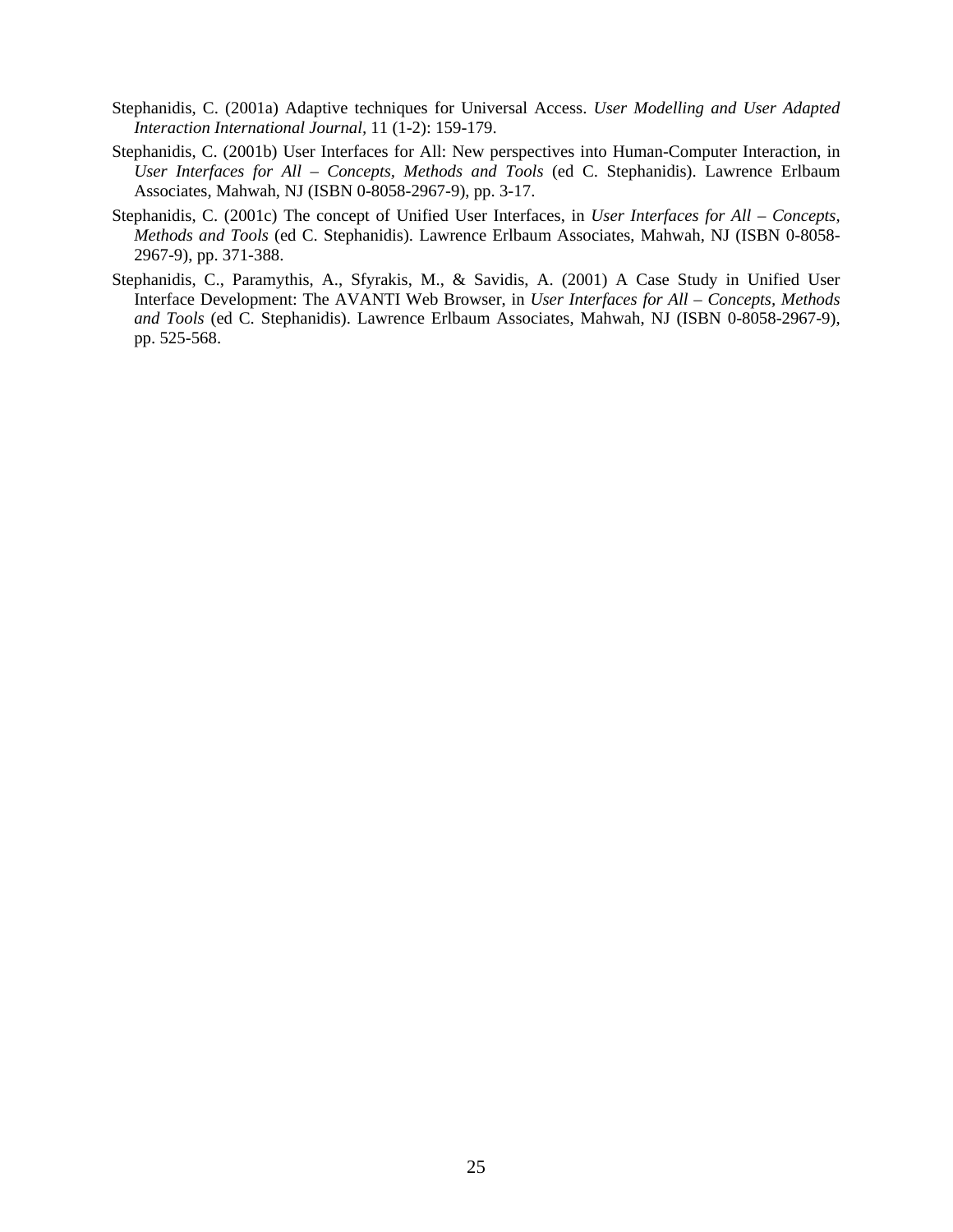Stephanidis, C. (2001a) Adaptive techniques for Universal Access. *User Modelling and User Adapted Interaction International Journal*, 11 (1-2): 159-179.

Stephanidis, C. (2001b) User Interfaces for All: New perspectives into Human-Computer Interaction, in *User Interfaces for All – Concepts, Methods and Tools* (ed C. Stephanidis). Lawrence Erlbaum Associates, Mahwah, NJ (ISBN 0-8058-2967-9), pp. 3-17.

Stephanidis, C. (2001c) The concept of Unified User Interfaces, in *User Interfaces for All – Concepts, Methods and Tools* (ed C. Stephanidis). Lawrence Erlbaum Associates, Mahwah, NJ (ISBN 0-8058-2967-9), pp. 371-388.

Stephanidis, C., Paramythis, A., Sfyrakis, M., & Savidis, A. (2001) A Case Study in Unified User Interface Development: The AVANTI Web Browser, in *User Interfaces for All – Concepts, Methods and Tools* (ed C. Stephanidis). Lawrence Erlbaum Associates, Mahwah, NJ (ISBN 0-8058-2967-9), pp. 525-568.